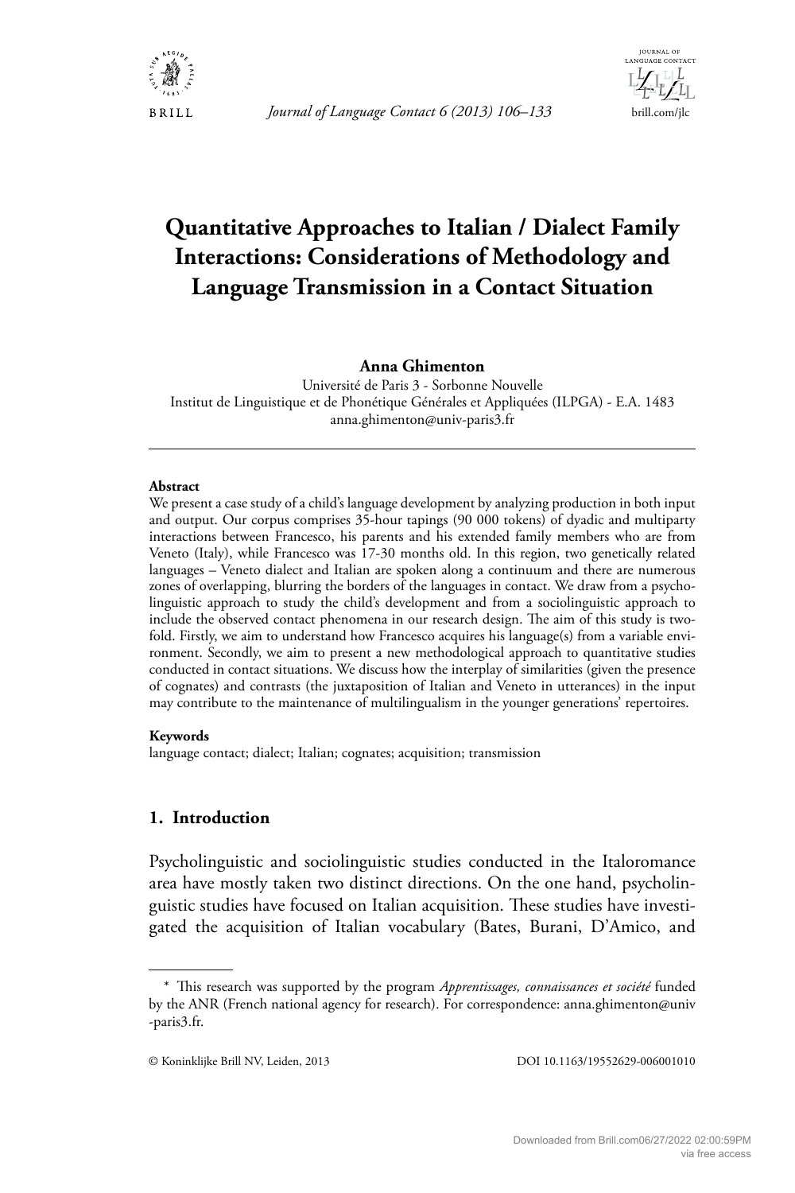# Quantitative Approaches to Italian / Dialect Family Interactions: Considerations of Methodology and Language Transmission in a Contact Situation

**Anna Ghimenton**

Université de Paris 3 - Sorbonne Nouvelle
Institut de Linguistique et de Phonétique Générales et Appliquées (ILPGA) - E.A. 1483
anna.ghimenton@univ-paris3.fr

---

**Abstract**

We present a case study of a child's language development by analyzing production in both input and output. Our corpus comprises 35-hour tapings (90 000 tokens) of dyadic and multiparty interactions between Francesco, his parents and his extended family members who are from Veneto (Italy), while Francesco was 17-30 months old. In this region, two genetically related languages – Veneto dialect and Italian are spoken along a continuum and there are numerous zones of overlapping, blurring the borders of the languages in contact. We draw from a psycholinguistic approach to study the child's development and from a sociolinguistic approach to include the observed contact phenomena in our research design. The aim of this study is twofold. Firstly, we aim to understand how Francesco acquires his language(s) from a variable environment. Secondly, we aim to present a new methodological approach to quantitative studies conducted in contact situations. We discuss how the interplay of similarities (given the presence of cognates) and contrasts (the juxtaposition of Italian and Veneto in utterances) in the input may contribute to the maintenance of multilingualism in the younger generations' repertoires.

**Keywords**

language contact; dialect; Italian; cognates; acquisition; transmission

## 1. Introduction

Psycholinguistic and sociolinguistic studies conducted in the Italoromance area have mostly taken two distinct directions. On the one hand, psycholinguistic studies have focused on Italian acquisition. These studies have investigated the acquisition of Italian vocabulary (Bates, Burani, D'Amico, and

---

\* This research was supported by the program *Apprentissages, connaissances et société* funded by the ANR (French national agency for research). For correspondence: anna.ghimenton@univ-paris3.fr.

© Koninklijke Brill NV, Leiden, 2013 DOI 10.1163/19552629-006001010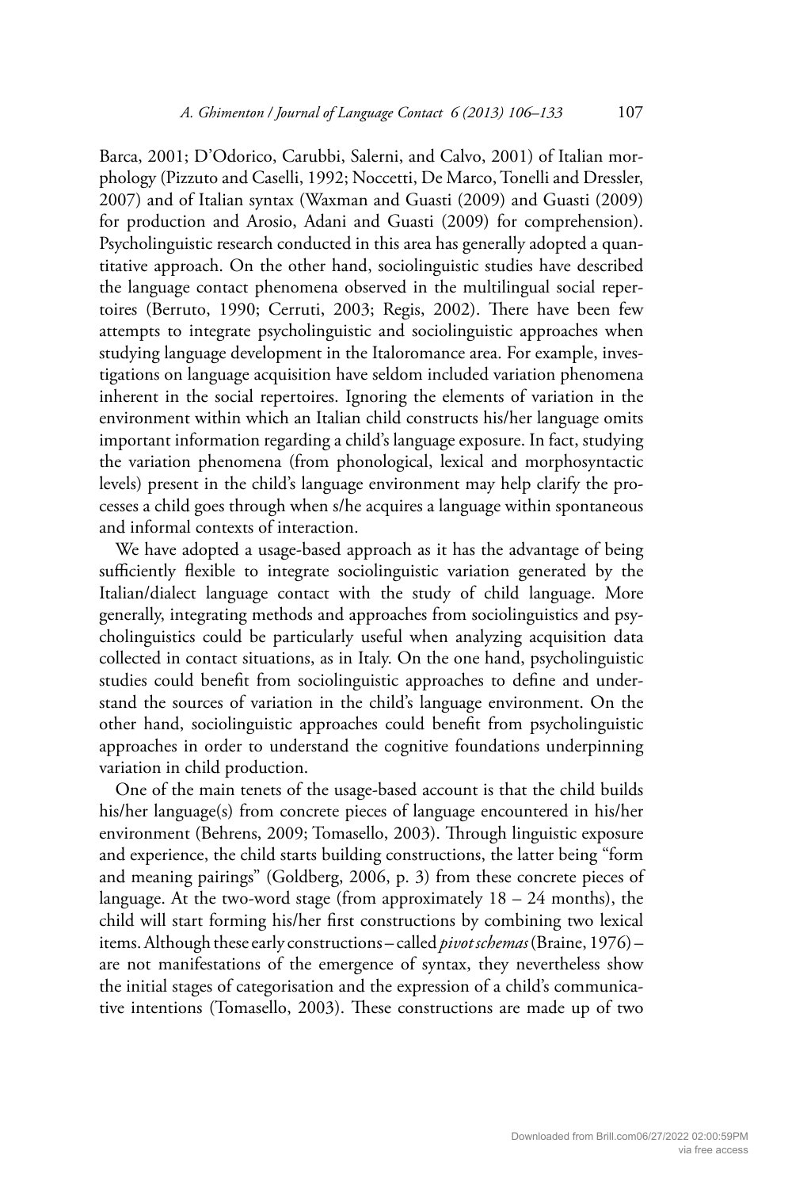Barca, 2001; D'Odorico, Carubbi, Salerni, and Calvo, 2001) of Italian morphology (Pizzuto and Caselli, 1992; Noccetti, De Marco, Tonelli and Dressler, 2007) and of Italian syntax (Waxman and Guasti (2009) and Guasti (2009) for production and Arosio, Adani and Guasti (2009) for comprehension). Psycholinguistic research conducted in this area has generally adopted a quantitative approach. On the other hand, sociolinguistic studies have described the language contact phenomena observed in the multilingual social repertoires (Berruto, 1990; Cerruti, 2003; Regis, 2002). There have been few attempts to integrate psycholinguistic and sociolinguistic approaches when studying language development in the Italoromance area. For example, investigations on language acquisition have seldom included variation phenomena inherent in the social repertoires. Ignoring the elements of variation in the environment within which an Italian child constructs his/her language omits important information regarding a child's language exposure. In fact, studying the variation phenomena (from phonological, lexical and morphosyntactic levels) present in the child's language environment may help clarify the processes a child goes through when s/he acquires a language within spontaneous and informal contexts of interaction.

We have adopted a usage-based approach as it has the advantage of being sufficiently flexible to integrate sociolinguistic variation generated by the Italian/dialect language contact with the study of child language. More generally, integrating methods and approaches from sociolinguistics and psycholinguistics could be particularly useful when analyzing acquisition data collected in contact situations, as in Italy. On the one hand, psycholinguistic studies could benefit from sociolinguistic approaches to define and understand the sources of variation in the child's language environment. On the other hand, sociolinguistic approaches could benefit from psycholinguistic approaches in order to understand the cognitive foundations underpinning variation in child production.

One of the main tenets of the usage-based account is that the child builds his/her language(s) from concrete pieces of language encountered in his/her environment (Behrens, 2009; Tomasello, 2003). Through linguistic exposure and experience, the child starts building constructions, the latter being "form and meaning pairings" (Goldberg, 2006, p. 3) from these concrete pieces of language. At the two-word stage (from approximately 18 – 24 months), the child will start forming his/her first constructions by combining two lexical items. Although these early constructions – called *pivot schemas* (Braine, 1976) – are not manifestations of the emergence of syntax, they nevertheless show the initial stages of categorisation and the expression of a child's communicative intentions (Tomasello, 2003). These constructions are made up of two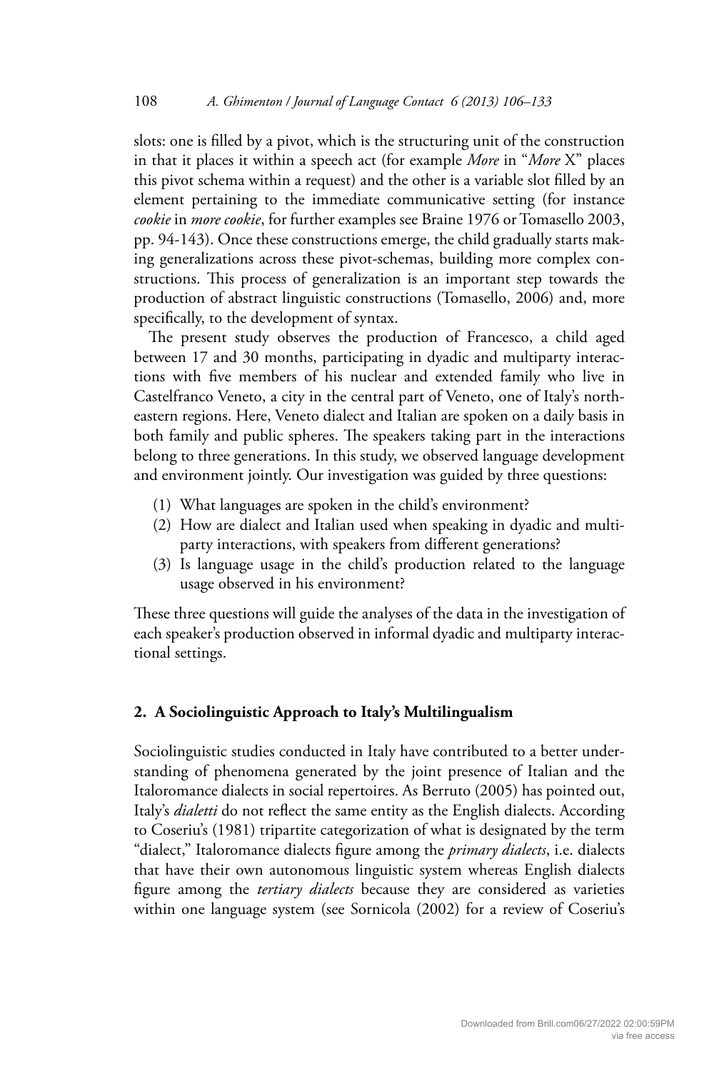slots: one is filled by a pivot, which is the structuring unit of the construction in that it places it within a speech act (for example *More* in "*More* X" places this pivot schema within a request) and the other is a variable slot filled by an element pertaining to the immediate communicative setting (for instance *cookie* in *more cookie*, for further examples see Braine 1976 or Tomasello 2003, pp. 94-143). Once these constructions emerge, the child gradually starts making generalizations across these pivot-schemas, building more complex constructions. This process of generalization is an important step towards the production of abstract linguistic constructions (Tomasello, 2006) and, more specifically, to the development of syntax.

The present study observes the production of Francesco, a child aged between 17 and 30 months, participating in dyadic and multiparty interactions with five members of his nuclear and extended family who live in Castelfranco Veneto, a city in the central part of Veneto, one of Italy's northeastern regions. Here, Veneto dialect and Italian are spoken on a daily basis in both family and public spheres. The speakers taking part in the interactions belong to three generations. In this study, we observed language development and environment jointly. Our investigation was guided by three questions:

(1) What languages are spoken in the child's environment?
(2) How are dialect and Italian used when speaking in dyadic and multiparty interactions, with speakers from different generations?
(3) Is language usage in the child's production related to the language usage observed in his environment?

These three questions will guide the analyses of the data in the investigation of each speaker's production observed in informal dyadic and multiparty interactional settings.

## 2. A Sociolinguistic Approach to Italy's Multilingualism

Sociolinguistic studies conducted in Italy have contributed to a better understanding of phenomena generated by the joint presence of Italian and the Italoromance dialects in social repertoires. As Berruto (2005) has pointed out, Italy's *dialetti* do not reflect the same entity as the English dialects. According to Coseriu's (1981) tripartite categorization of what is designated by the term "dialect," Italoromance dialects figure among the *primary dialects*, i.e. dialects that have their own autonomous linguistic system whereas English dialects figure among the *tertiary dialects* because they are considered as varieties within one language system (see Sornicola (2002) for a review of Coseriu's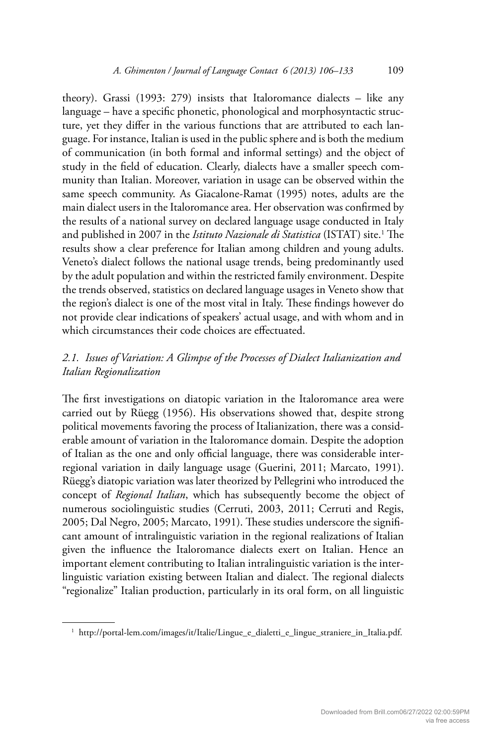theory). Grassi (1993: 279) insists that Italoromance dialects – like any language – have a specific phonetic, phonological and morphosyntactic structure, yet they differ in the various functions that are attributed to each language. For instance, Italian is used in the public sphere and is both the medium of communication (in both formal and informal settings) and the object of study in the field of education. Clearly, dialects have a smaller speech community than Italian. Moreover, variation in usage can be observed within the same speech community. As Giacalone-Ramat (1995) notes, adults are the main dialect users in the Italoromance area. Her observation was confirmed by the results of a national survey on declared language usage conducted in Italy and published in 2007 in the *Istituto Nazionale di Statistica* (ISTAT) site.[1] The results show a clear preference for Italian among children and young adults. Veneto's dialect follows the national usage trends, being predominantly used by the adult population and within the restricted family environment. Despite the trends observed, statistics on declared language usages in Veneto show that the region's dialect is one of the most vital in Italy. These findings however do not provide clear indications of speakers' actual usage, and with whom and in which circumstances their code choices are effectuated.

### *2.1. Issues of Variation: A Glimpse of the Processes of Dialect Italianization and Italian Regionalization*

The first investigations on diatopic variation in the Italoromance area were carried out by Rüegg (1956). His observations showed that, despite strong political movements favoring the process of Italianization, there was a considerable amount of variation in the Italoromance domain. Despite the adoption of Italian as the one and only official language, there was considerable interregional variation in daily language usage (Guerini, 2011; Marcato, 1991). Rüegg's diatopic variation was later theorized by Pellegrini who introduced the concept of *Regional Italian*, which has subsequently become the object of numerous sociolinguistic studies (Cerruti, 2003, 2011; Cerruti and Regis, 2005; Dal Negro, 2005; Marcato, 1991). These studies underscore the significant amount of intralinguistic variation in the regional realizations of Italian given the influence the Italoromance dialects exert on Italian. Hence an important element contributing to Italian intralinguistic variation is the interlinguistic variation existing between Italian and dialect. The regional dialects "regionalize" Italian production, particularly in its oral form, on all linguistic

[1] http://portal-lem.com/images/it/Italie/Lingue_e_dialetti_e_lingue_straniere_in_Italia.pdf.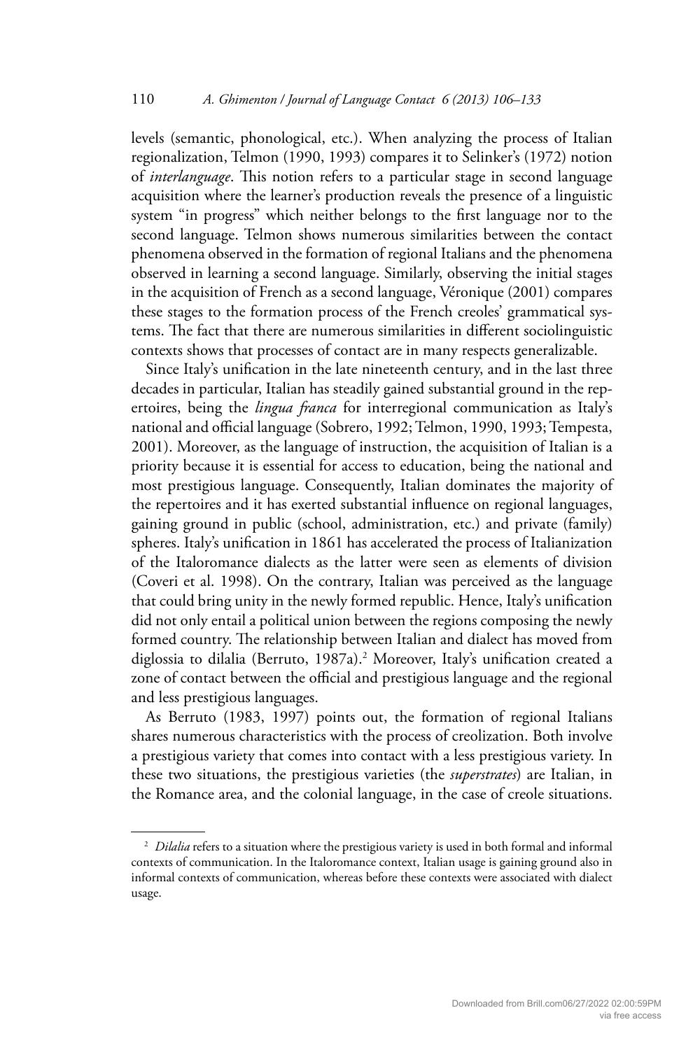levels (semantic, phonological, etc.). When analyzing the process of Italian regionalization, Telmon (1990, 1993) compares it to Selinker's (1972) notion of *interlanguage*. This notion refers to a particular stage in second language acquisition where the learner's production reveals the presence of a linguistic system "in progress" which neither belongs to the first language nor to the second language. Telmon shows numerous similarities between the contact phenomena observed in the formation of regional Italians and the phenomena observed in learning a second language. Similarly, observing the initial stages in the acquisition of French as a second language, Véronique (2001) compares these stages to the formation process of the French creoles' grammatical systems. The fact that there are numerous similarities in different sociolinguistic contexts shows that processes of contact are in many respects generalizable.

Since Italy's unification in the late nineteenth century, and in the last three decades in particular, Italian has steadily gained substantial ground in the repertoires, being the *lingua franca* for interregional communication as Italy's national and official language (Sobrero, 1992; Telmon, 1990, 1993; Tempesta, 2001). Moreover, as the language of instruction, the acquisition of Italian is a priority because it is essential for access to education, being the national and most prestigious language. Consequently, Italian dominates the majority of the repertoires and it has exerted substantial influence on regional languages, gaining ground in public (school, administration, etc.) and private (family) spheres. Italy's unification in 1861 has accelerated the process of Italianization of the Italoromance dialects as the latter were seen as elements of division (Coveri et al. 1998). On the contrary, Italian was perceived as the language that could bring unity in the newly formed republic. Hence, Italy's unification did not only entail a political union between the regions composing the newly formed country. The relationship between Italian and dialect has moved from diglossia to dilalia (Berruto, 1987a).[2] Moreover, Italy's unification created a zone of contact between the official and prestigious language and the regional and less prestigious languages.

As Berruto (1983, 1997) points out, the formation of regional Italians shares numerous characteristics with the process of creolization. Both involve a prestigious variety that comes into contact with a less prestigious variety. In these two situations, the prestigious varieties (the *superstrates*) are Italian, in the Romance area, and the colonial language, in the case of creole situations.

[2] *Dilalia* refers to a situation where the prestigious variety is used in both formal and informal contexts of communication. In the Italoromance context, Italian usage is gaining ground also in informal contexts of communication, whereas before these contexts were associated with dialect usage.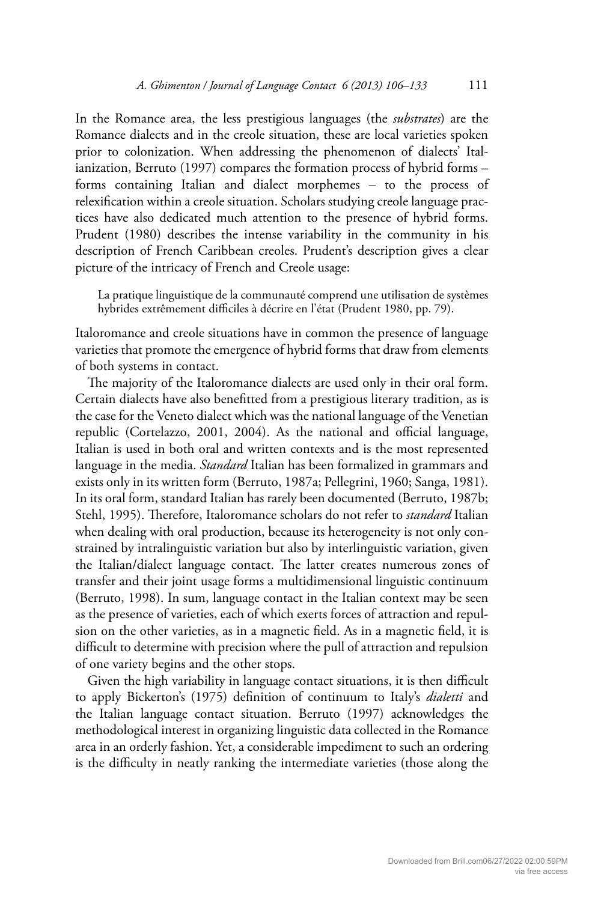In the Romance area, the less prestigious languages (the *substrates*) are the Romance dialects and in the creole situation, these are local varieties spoken prior to colonization. When addressing the phenomenon of dialects' Italianization, Berruto (1997) compares the formation process of hybrid forms – forms containing Italian and dialect morphemes – to the process of relexification within a creole situation. Scholars studying creole language practices have also dedicated much attention to the presence of hybrid forms. Prudent (1980) describes the intense variability in the community in his description of French Caribbean creoles. Prudent's description gives a clear picture of the intricacy of French and Creole usage:

> La pratique linguistique de la communauté comprend une utilisation de systèmes hybrides extrêmement difficiles à décrire en l'état (Prudent 1980, pp. 79).

Italoromance and creole situations have in common the presence of language varieties that promote the emergence of hybrid forms that draw from elements of both systems in contact.

The majority of the Italoromance dialects are used only in their oral form. Certain dialects have also benefitted from a prestigious literary tradition, as is the case for the Veneto dialect which was the national language of the Venetian republic (Cortelazzo, 2001, 2004). As the national and official language, Italian is used in both oral and written contexts and is the most represented language in the media. *Standard* Italian has been formalized in grammars and exists only in its written form (Berruto, 1987a; Pellegrini, 1960; Sanga, 1981). In its oral form, standard Italian has rarely been documented (Berruto, 1987b; Stehl, 1995). Therefore, Italoromance scholars do not refer to *standard* Italian when dealing with oral production, because its heterogeneity is not only constrained by intralinguistic variation but also by interlinguistic variation, given the Italian/dialect language contact. The latter creates numerous zones of transfer and their joint usage forms a multidimensional linguistic continuum (Berruto, 1998). In sum, language contact in the Italian context may be seen as the presence of varieties, each of which exerts forces of attraction and repulsion on the other varieties, as in a magnetic field. As in a magnetic field, it is difficult to determine with precision where the pull of attraction and repulsion of one variety begins and the other stops.

Given the high variability in language contact situations, it is then difficult to apply Bickerton's (1975) definition of continuum to Italy's *dialetti* and the Italian language contact situation. Berruto (1997) acknowledges the methodological interest in organizing linguistic data collected in the Romance area in an orderly fashion. Yet, a considerable impediment to such an ordering is the difficulty in neatly ranking the intermediate varieties (those along the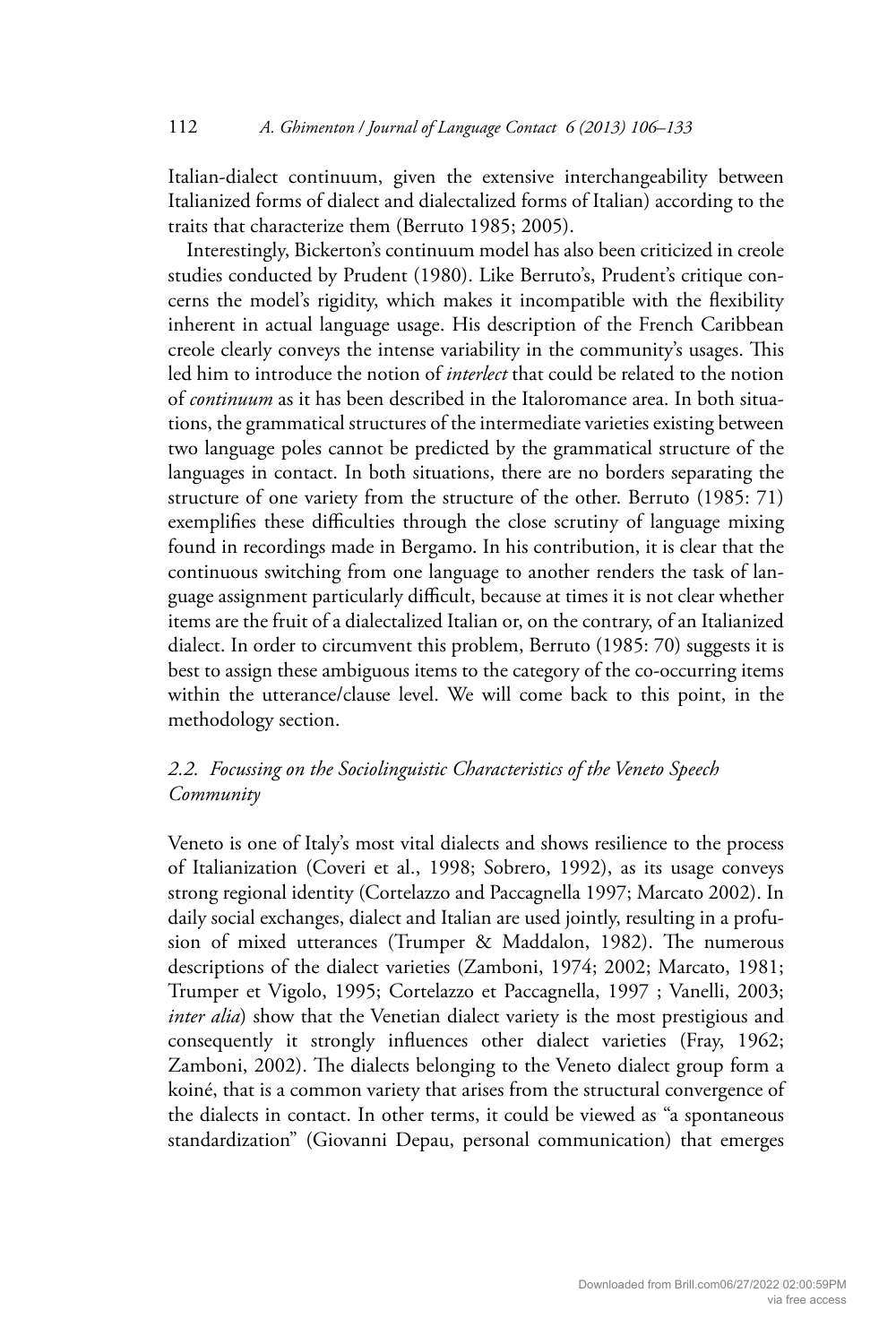Italian-dialect continuum, given the extensive interchangeability between Italianized forms of dialect and dialectalized forms of Italian) according to the traits that characterize them (Berruto 1985; 2005).

Interestingly, Bickerton's continuum model has also been criticized in creole studies conducted by Prudent (1980). Like Berruto's, Prudent's critique concerns the model's rigidity, which makes it incompatible with the flexibility inherent in actual language usage. His description of the French Caribbean creole clearly conveys the intense variability in the community's usages. This led him to introduce the notion of *interlect* that could be related to the notion of *continuum* as it has been described in the Italoromance area. In both situations, the grammatical structures of the intermediate varieties existing between two language poles cannot be predicted by the grammatical structure of the languages in contact. In both situations, there are no borders separating the structure of one variety from the structure of the other. Berruto (1985: 71) exemplifies these difficulties through the close scrutiny of language mixing found in recordings made in Bergamo. In his contribution, it is clear that the continuous switching from one language to another renders the task of language assignment particularly difficult, because at times it is not clear whether items are the fruit of a dialectalized Italian or, on the contrary, of an Italianized dialect. In order to circumvent this problem, Berruto (1985: 70) suggests it is best to assign these ambiguous items to the category of the co-occurring items within the utterance/clause level. We will come back to this point, in the methodology section.

## *2.2. Focussing on the Sociolinguistic Characteristics of the Veneto Speech Community*

Veneto is one of Italy's most vital dialects and shows resilience to the process of Italianization (Coveri et al., 1998; Sobrero, 1992), as its usage conveys strong regional identity (Cortelazzo and Paccagnella 1997; Marcato 2002). In daily social exchanges, dialect and Italian are used jointly, resulting in a profusion of mixed utterances (Trumper & Maddalon, 1982). The numerous descriptions of the dialect varieties (Zamboni, 1974; 2002; Marcato, 1981; Trumper et Vigolo, 1995; Cortelazzo et Paccagnella, 1997 ; Vanelli, 2003; *inter alia*) show that the Venetian dialect variety is the most prestigious and consequently it strongly influences other dialect varieties (Fray, 1962; Zamboni, 2002). The dialects belonging to the Veneto dialect group form a koiné, that is a common variety that arises from the structural convergence of the dialects in contact. In other terms, it could be viewed as "a spontaneous standardization" (Giovanni Depau, personal communication) that emerges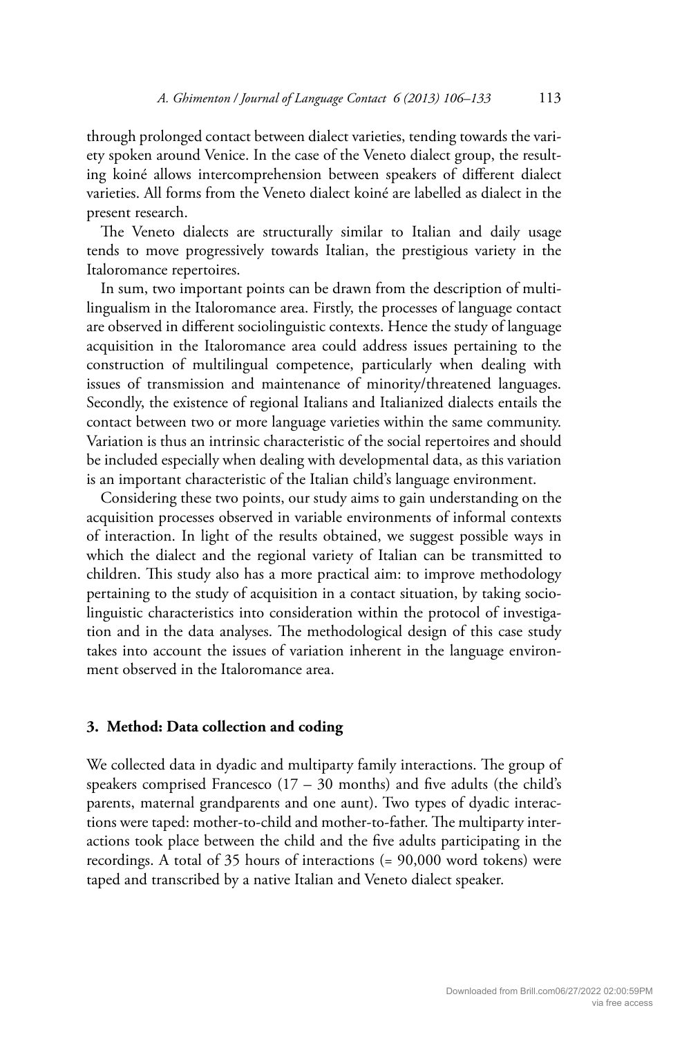through prolonged contact between dialect varieties, tending towards the variety spoken around Venice. In the case of the Veneto dialect group, the resulting koiné allows intercomprehension between speakers of different dialect varieties. All forms from the Veneto dialect koiné are labelled as dialect in the present research.

The Veneto dialects are structurally similar to Italian and daily usage tends to move progressively towards Italian, the prestigious variety in the Italoromance repertoires.

In sum, two important points can be drawn from the description of multilingualism in the Italoromance area. Firstly, the processes of language contact are observed in different sociolinguistic contexts. Hence the study of language acquisition in the Italoromance area could address issues pertaining to the construction of multilingual competence, particularly when dealing with issues of transmission and maintenance of minority/threatened languages. Secondly, the existence of regional Italians and Italianized dialects entails the contact between two or more language varieties within the same community. Variation is thus an intrinsic characteristic of the social repertoires and should be included especially when dealing with developmental data, as this variation is an important characteristic of the Italian child's language environment.

Considering these two points, our study aims to gain understanding on the acquisition processes observed in variable environments of informal contexts of interaction. In light of the results obtained, we suggest possible ways in which the dialect and the regional variety of Italian can be transmitted to children. This study also has a more practical aim: to improve methodology pertaining to the study of acquisition in a contact situation, by taking sociolinguistic characteristics into consideration within the protocol of investigation and in the data analyses. The methodological design of this case study takes into account the issues of variation inherent in the language environment observed in the Italoromance area.

## 3. Method: Data collection and coding

We collected data in dyadic and multiparty family interactions. The group of speakers comprised Francesco (17 – 30 months) and five adults (the child's parents, maternal grandparents and one aunt). Two types of dyadic interactions were taped: mother-to-child and mother-to-father. The multiparty interactions took place between the child and the five adults participating in the recordings. A total of 35 hours of interactions (= 90,000 word tokens) were taped and transcribed by a native Italian and Veneto dialect speaker.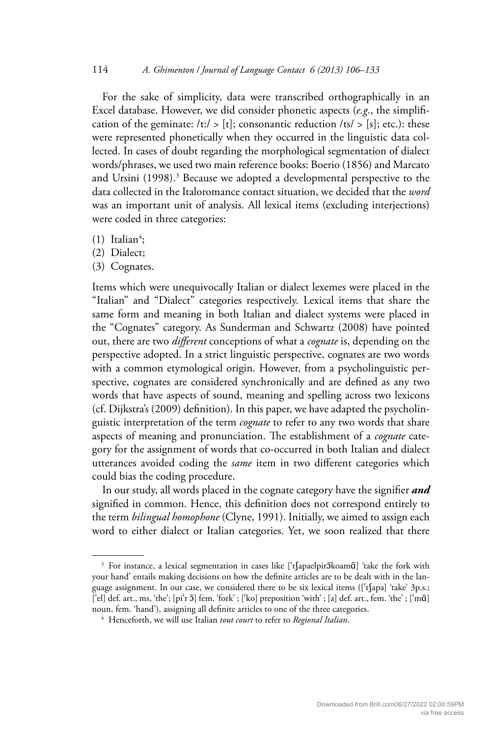For the sake of simplicity, data were transcribed orthographically in an Excel database. However, we did consider phonetic aspects (*e.g*., the simplification of the geminate: /tː/ > [t]; consonantic reduction /ts/ > [s]; etc.): these were represented phonetically when they occurred in the linguistic data collected. In cases of doubt regarding the morphological segmentation of dialect words/phrases, we used two main reference books: Boerio (1856) and Marcato and Ursini (1998).[3] Because we adopted a developmental perspective to the data collected in the Italoromance contact situation, we decided that the *word* was an important unit of analysis. All lexical items (excluding interjections) were coded in three categories:

(1) Italian[4];
(2) Dialect;
(3) Cognates.

Items which were unequivocally Italian or dialect lexemes were placed in the "Italian" and "Dialect" categories respectively. Lexical items that share the same form and meaning in both Italian and dialect systems were placed in the "Cognates" category. As Sunderman and Schwartz (2008) have pointed out, there are two *different* conceptions of what a *cognate* is, depending on the perspective adopted. In a strict linguistic perspective, cognates are two words with a common etymological origin. However, from a psycholinguistic perspective, cognates are considered synchronically and are defined as any two words that have aspects of sound, meaning and spelling across two lexicons (cf. Dijkstra's (2009) definition). In this paper, we have adapted the psycholinguistic interpretation of the term *cognate* to refer to any two words that share aspects of meaning and pronunciation. The establishment of a *cognate* category for the assignment of words that co-occurred in both Italian and dialect utterances avoided coding the *same* item in two different categories which could bias the coding procedure.

In our study, all words placed in the cognate category have the signifier ***and*** signified in common. Hence, this definition does not correspond entirely to the term *bilingual homophone* (Clyne, 1991). Initially, we aimed to assign each word to either dialect or Italian categories. Yet, we soon realized that there

---

[3] For instance, a lexical segmentation in cases like [ˈtʃapaelpirɔ̃koamɑ̃] 'take the fork with your hand' entails making decisions on how the definite articles are to be dealt with in the language assignment. In our case, we considered there to be six lexical items ([ˈtʃapa] 'take' 3p.s.; [ˈel] def. art., ms, 'the'; [piˈr ɔ̃] fem. 'fork' ; [ˈko] preposition 'with' ; [a] def. art., fem. 'the' ; [ˈmɑ̃] noun, fem. 'hand'), assigning all definite articles to one of the three categories.

[4] Henceforth, we will use Italian *tout court* to refer to *Regional Italian*.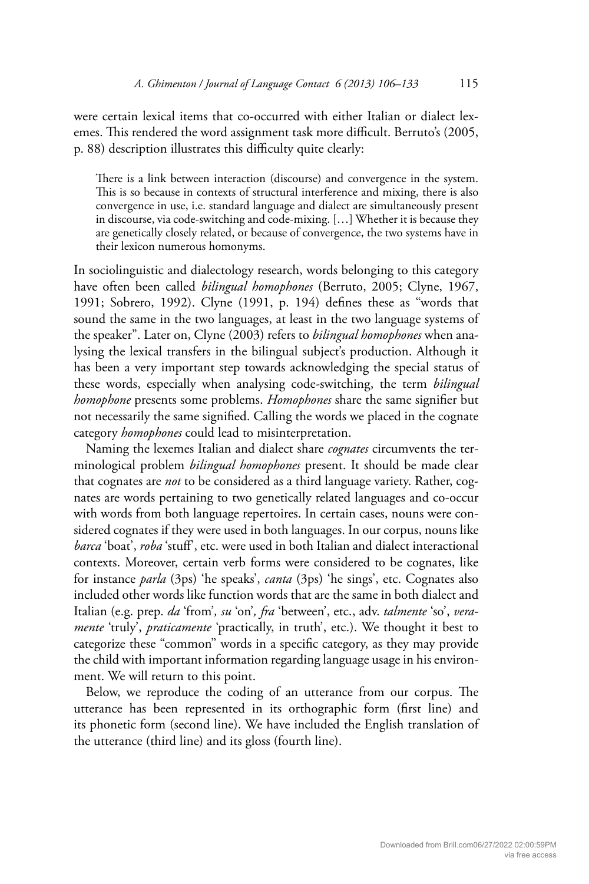were certain lexical items that co-occurred with either Italian or dialect lexemes. This rendered the word assignment task more difficult. Berruto's (2005, p. 88) description illustrates this difficulty quite clearly:

> There is a link between interaction (discourse) and convergence in the system. This is so because in contexts of structural interference and mixing, there is also convergence in use, i.e. standard language and dialect are simultaneously present in discourse, via code-switching and code-mixing. [...] Whether it is because they are genetically closely related, or because of convergence, the two systems have in their lexicon numerous homonyms.

In sociolinguistic and dialectology research, words belonging to this category have often been called *bilingual homophones* (Berruto, 2005; Clyne, 1967, 1991; Sobrero, 1992). Clyne (1991, p. 194) defines these as "words that sound the same in the two languages, at least in the two language systems of the speaker". Later on, Clyne (2003) refers to *bilingual homophones* when analysing the lexical transfers in the bilingual subject's production. Although it has been a very important step towards acknowledging the special status of these words, especially when analysing code-switching, the term *bilingual homophone* presents some problems. *Homophones* share the same signifier but not necessarily the same signified. Calling the words we placed in the cognate category *homophones* could lead to misinterpretation.

Naming the lexemes Italian and dialect share *cognates* circumvents the terminological problem *bilingual homophones* present. It should be made clear that cognates are *not* to be considered as a third language variety. Rather, cognates are words pertaining to two genetically related languages and co-occur with words from both language repertoires. In certain cases, nouns were considered cognates if they were used in both languages. In our corpus, nouns like *barca* 'boat', *roba* 'stuff', etc. were used in both Italian and dialect interactional contexts. Moreover, certain verb forms were considered to be cognates, like for instance *parla* (3ps) 'he speaks', *canta* (3ps) 'he sings', etc. Cognates also included other words like function words that are the same in both dialect and Italian (e.g. prep. *da* 'from', *su* 'on', *fra* 'between', etc., adv. *talmente* 'so', *veramente* 'truly', *praticamente* 'practically, in truth', etc.). We thought it best to categorize these "common" words in a specific category, as they may provide the child with important information regarding language usage in his environment. We will return to this point.

Below, we reproduce the coding of an utterance from our corpus. The utterance has been represented in its orthographic form (first line) and its phonetic form (second line). We have included the English translation of the utterance (third line) and its gloss (fourth line).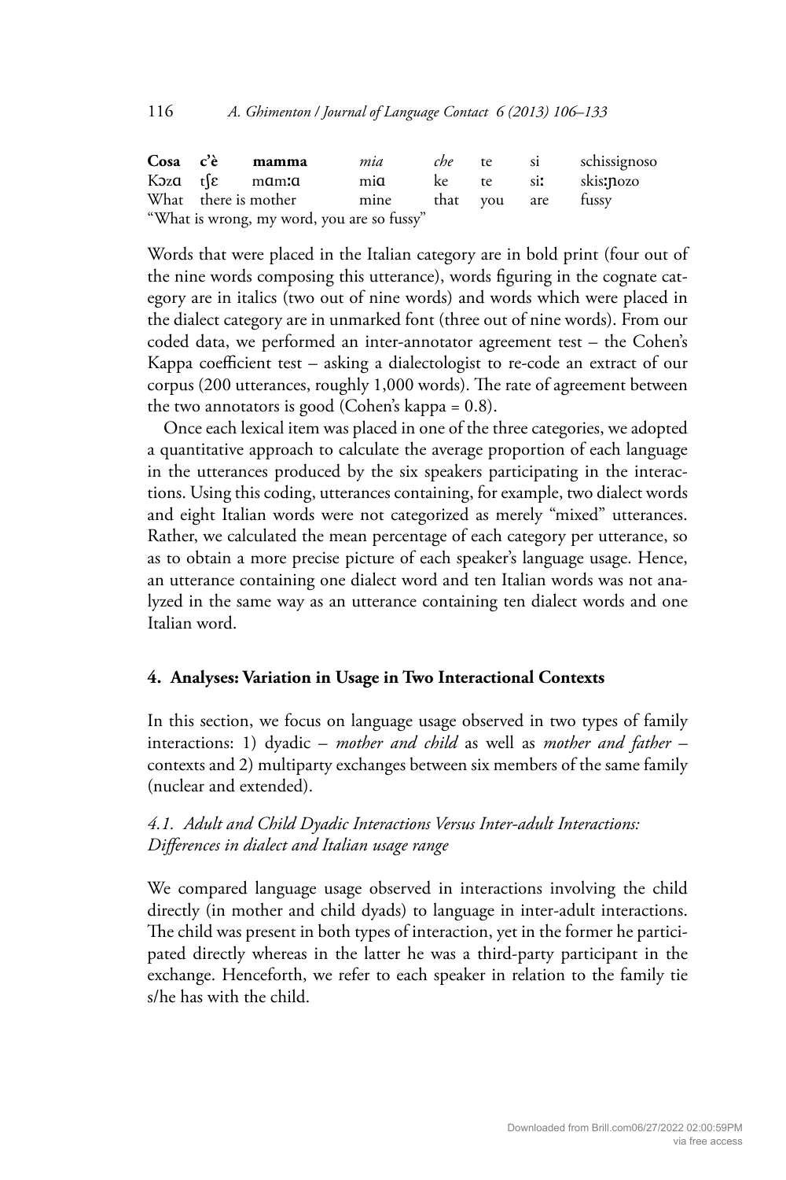| **Cosa** | **c'è** | **mamma** | *mia* | *che* | te | si | schissignoso |
|---|---|---|---|---|---|---|---|
| Kɔzɑ | tʃɛ | mɑmːɑ | miɑ | ke | te | siː | skisːɲozo |
| What | there is | mother | mine | that | you | are | fussy |

"What is wrong, my word, you are so fussy"

Words that were placed in the Italian category are in bold print (four out of the nine words composing this utterance), words figuring in the cognate category are in italics (two out of nine words) and words which were placed in the dialect category are in unmarked font (three out of nine words). From our coded data, we performed an inter-annotator agreement test – the Cohen's Kappa coefficient test – asking a dialectologist to re-code an extract of our corpus (200 utterances, roughly 1,000 words). The rate of agreement between the two annotators is good (Cohen's kappa = 0.8).

Once each lexical item was placed in one of the three categories, we adopted a quantitative approach to calculate the average proportion of each language in the utterances produced by the six speakers participating in the interactions. Using this coding, utterances containing, for example, two dialect words and eight Italian words were not categorized as merely "mixed" utterances. Rather, we calculated the mean percentage of each category per utterance, so as to obtain a more precise picture of each speaker's language usage. Hence, an utterance containing one dialect word and ten Italian words was not analyzed in the same way as an utterance containing ten dialect words and one Italian word.

## 4. Analyses: Variation in Usage in Two Interactional Contexts

In this section, we focus on language usage observed in two types of family interactions: 1) dyadic – *mother and child* as well as *mother and father* – contexts and 2) multiparty exchanges between six members of the same family (nuclear and extended).

### *4.1. Adult and Child Dyadic Interactions Versus Inter-adult Interactions: Differences in dialect and Italian usage range*

We compared language usage observed in interactions involving the child directly (in mother and child dyads) to language in inter-adult interactions. The child was present in both types of interaction, yet in the former he participated directly whereas in the latter he was a third-party participant in the exchange. Henceforth, we refer to each speaker in relation to the family tie s/he has with the child.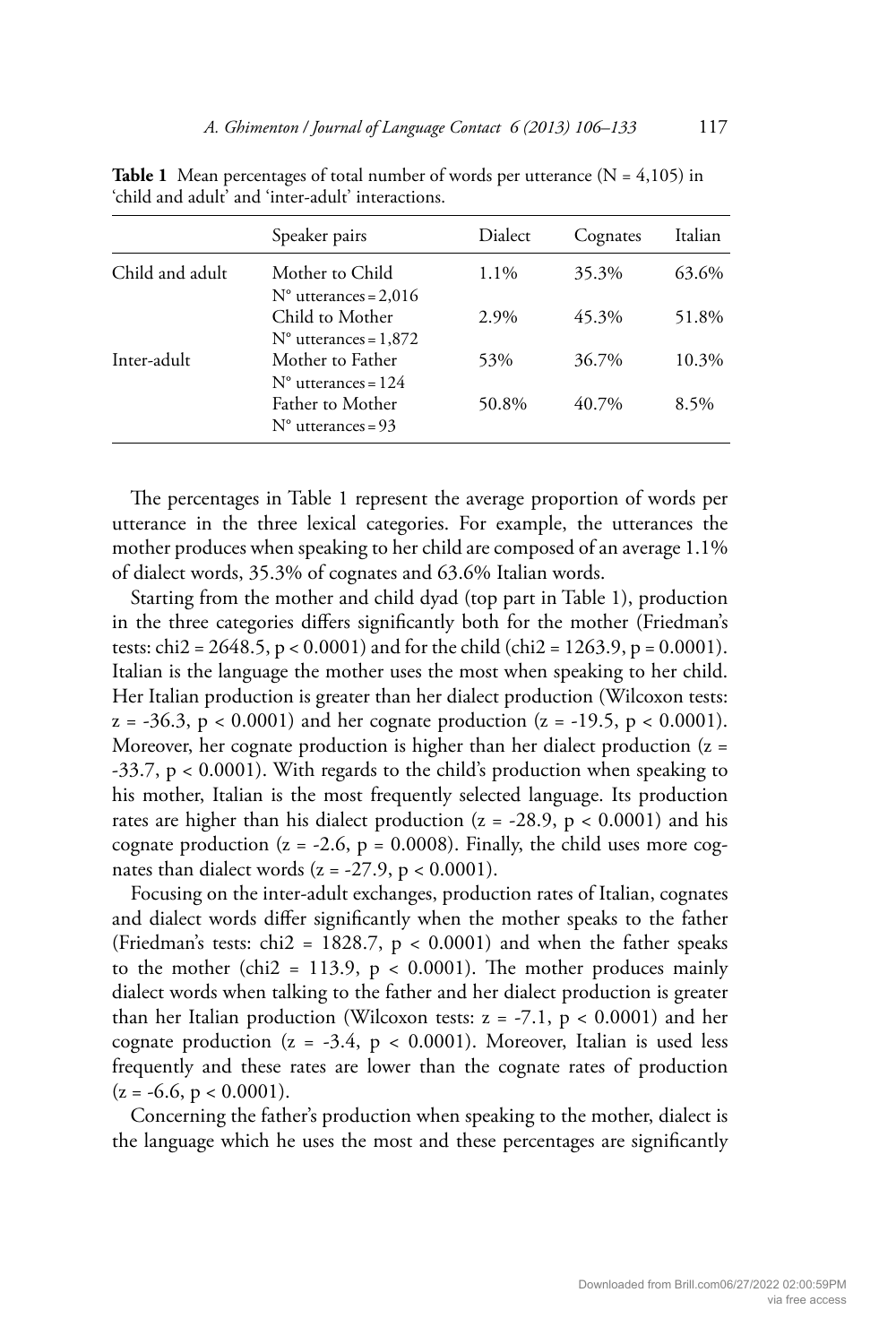**Table 1** Mean percentages of total number of words per utterance (N = 4,105) in 'child and adult' and 'inter-adult' interactions.

| | Speaker pairs | Dialect | Cognates | Italian |
|---|---|---|---|---|
| Child and adult | Mother to Child<br>N° utterances = 2,016 | 1.1% | 35.3% | 63.6% |
| | Child to Mother<br>N° utterances = 1,872 | 2.9% | 45.3% | 51.8% |
| Inter-adult | Mother to Father<br>N° utterances = 124 | 53% | 36.7% | 10.3% |
| | Father to Mother<br>N° utterances = 93 | 50.8% | 40.7% | 8.5% |

The percentages in Table 1 represent the average proportion of words per utterance in the three lexical categories. For example, the utterances the mother produces when speaking to her child are composed of an average 1.1% of dialect words, 35.3% of cognates and 63.6% Italian words.

Starting from the mother and child dyad (top part in Table 1), production in the three categories differs significantly both for the mother (Friedman's tests: chi2 = 2648.5, $p < 0.0001$) and for the child (chi2 = 1263.9, $p = 0.0001$). Italian is the language the mother uses the most when speaking to her child. Her Italian production is greater than her dialect production (Wilcoxon tests: $z = -36.3$, $p < 0.0001$) and her cognate production ($z = -19.5$, $p < 0.0001$). Moreover, her cognate production is higher than her dialect production ($z = -33.7$, $p < 0.0001$). With regards to the child's production when speaking to his mother, Italian is the most frequently selected language. Its production rates are higher than his dialect production ($z = -28.9$, $p < 0.0001$) and his cognate production ($z = -2.6$, $p = 0.0008$). Finally, the child uses more cognates than dialect words ($z = -27.9$, $p < 0.0001$).

Focusing on the inter-adult exchanges, production rates of Italian, cognates and dialect words differ significantly when the mother speaks to the father (Friedman's tests: chi2 = 1828.7, $p < 0.0001$) and when the father speaks to the mother (chi2 = 113.9, $p < 0.0001$). The mother produces mainly dialect words when talking to the father and her dialect production is greater than her Italian production (Wilcoxon tests: $z = -7.1$, $p < 0.0001$) and her cognate production ($z = -3.4$, $p < 0.0001$). Moreover, Italian is used less frequently and these rates are lower than the cognate rates of production ($z = -6.6$, $p < 0.0001$).

Concerning the father's production when speaking to the mother, dialect is the language which he uses the most and these percentages are significantly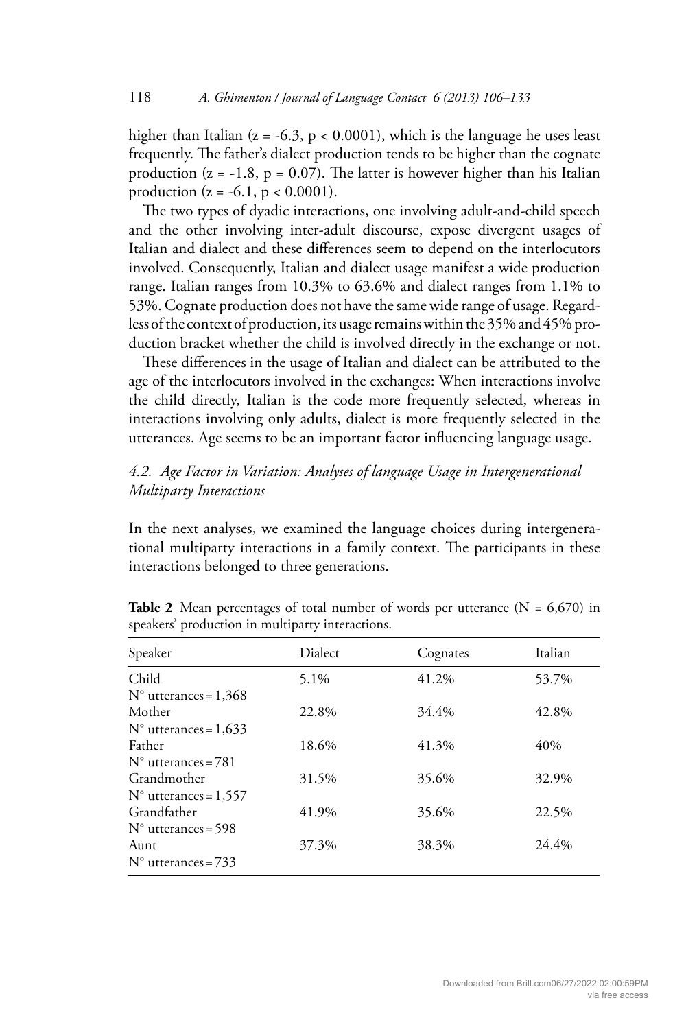higher than Italian ($z = -6.3$, $p < 0.0001$), which is the language he uses least frequently. The father's dialect production tends to be higher than the cognate production ($z = -1.8$, $p = 0.07$). The latter is however higher than his Italian production ($z = -6.1$, $p < 0.0001$).

The two types of dyadic interactions, one involving adult-and-child speech and the other involving inter-adult discourse, expose divergent usages of Italian and dialect and these differences seem to depend on the interlocutors involved. Consequently, Italian and dialect usage manifest a wide production range. Italian ranges from 10.3% to 63.6% and dialect ranges from 1.1% to 53%. Cognate production does not have the same wide range of usage. Regardless of the context of production, its usage remains within the 35% and 45% production bracket whether the child is involved directly in the exchange or not.

These differences in the usage of Italian and dialect can be attributed to the age of the interlocutors involved in the exchanges: When interactions involve the child directly, Italian is the code more frequently selected, whereas in interactions involving only adults, dialect is more frequently selected in the utterances. Age seems to be an important factor influencing language usage.

### *4.2. Age Factor in Variation: Analyses of language Usage in Intergenerational Multiparty Interactions*

In the next analyses, we examined the language choices during intergenerational multiparty interactions in a family context. The participants in these interactions belonged to three generations.

**Table 2** Mean percentages of total number of words per utterance (N = 6,670) in speakers' production in multiparty interactions.

| Speaker | Dialect | Cognates | Italian |
|---|---|---|---|
| Child<br>N° utterances = 1,368 | 5.1% | 41.2% | 53.7% |
| Mother<br>N° utterances = 1,633 | 22.8% | 34.4% | 42.8% |
| Father<br>N° utterances = 781 | 18.6% | 41.3% | 40% |
| Grandmother<br>N° utterances = 1,557 | 31.5% | 35.6% | 32.9% |
| Grandfather<br>N° utterances = 598 | 41.9% | 35.6% | 22.5% |
| Aunt<br>N° utterances = 733 | 37.3% | 38.3% | 24.4% |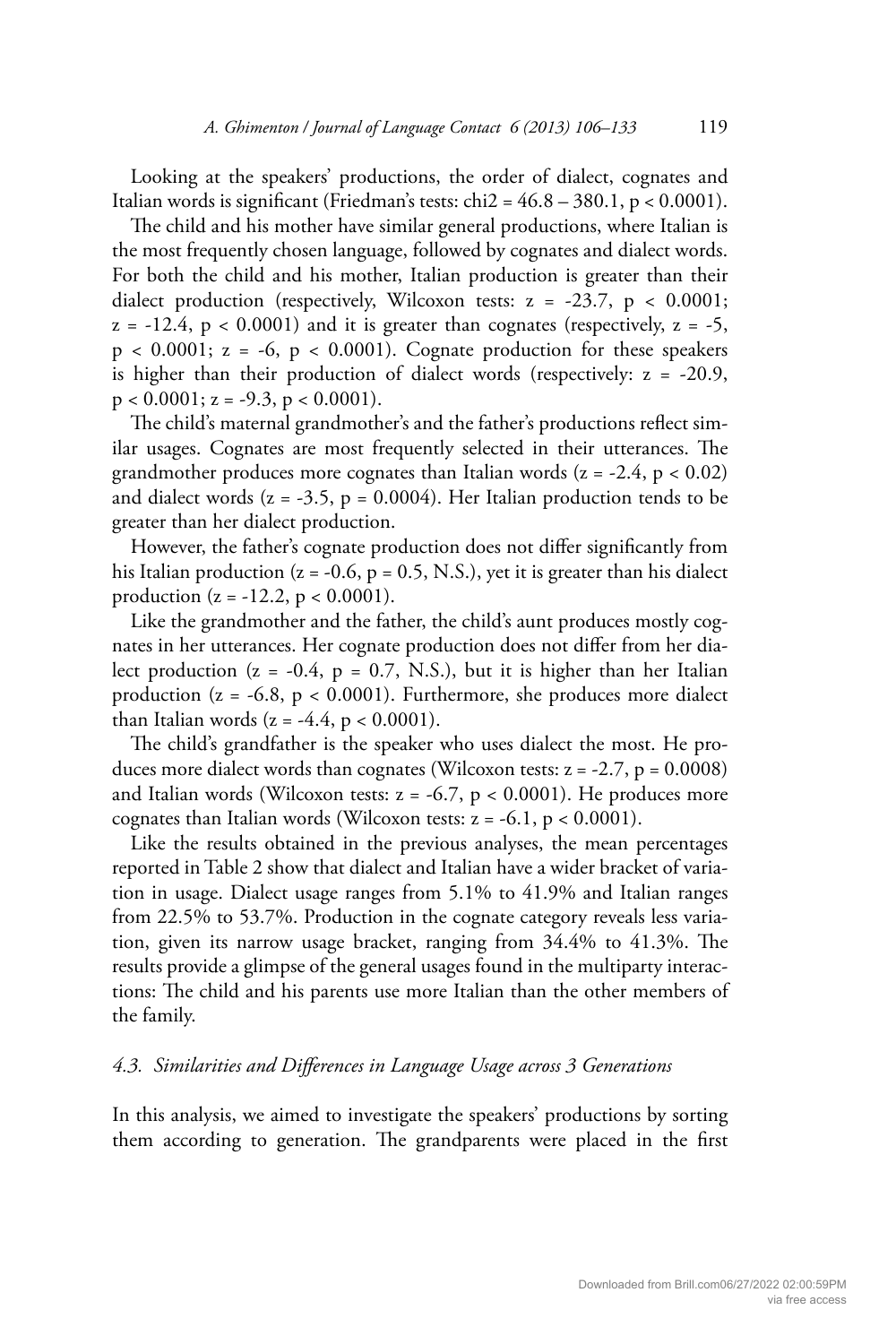Looking at the speakers' productions, the order of dialect, cognates and Italian words is significant (Friedman's tests: $chi2 = 46.8 – 380.1$, $p < 0.0001$).

The child and his mother have similar general productions, where Italian is the most frequently chosen language, followed by cognates and dialect words. For both the child and his mother, Italian production is greater than their dialect production (respectively, Wilcoxon tests: $z = -23.7$, $p < 0.0001$; $z = -12.4$, $p < 0.0001$) and it is greater than cognates (respectively, $z = -5$, $p < 0.0001$; $z = -6$, $p < 0.0001$). Cognate production for these speakers is higher than their production of dialect words (respectively: $z = -20.9$, $p < 0.0001$; $z = -9.3$, $p < 0.0001$).

The child's maternal grandmother's and the father's productions reflect similar usages. Cognates are most frequently selected in their utterances. The grandmother produces more cognates than Italian words ($z = -2.4$, $p < 0.02$) and dialect words ($z = -3.5$, $p = 0.0004$). Her Italian production tends to be greater than her dialect production.

However, the father's cognate production does not differ significantly from his Italian production ($z = -0.6$, $p = 0.5$, N.S.), yet it is greater than his dialect production ($z = -12.2$, $p < 0.0001$).

Like the grandmother and the father, the child's aunt produces mostly cognates in her utterances. Her cognate production does not differ from her dialect production ($z = -0.4$, $p = 0.7$, N.S.), but it is higher than her Italian production ($z = -6.8$, $p < 0.0001$). Furthermore, she produces more dialect than Italian words ($z = -4.4$, $p < 0.0001$).

The child's grandfather is the speaker who uses dialect the most. He produces more dialect words than cognates (Wilcoxon tests: $z = -2.7$, $p = 0.0008$) and Italian words (Wilcoxon tests: $z = -6.7$, $p < 0.0001$). He produces more cognates than Italian words (Wilcoxon tests: $z = -6.1$, $p < 0.0001$).

Like the results obtained in the previous analyses, the mean percentages reported in Table 2 show that dialect and Italian have a wider bracket of variation in usage. Dialect usage ranges from 5.1% to 41.9% and Italian ranges from 22.5% to 53.7%. Production in the cognate category reveals less variation, given its narrow usage bracket, ranging from 34.4% to 41.3%. The results provide a glimpse of the general usages found in the multiparty interactions: The child and his parents use more Italian than the other members of the family.

### *4.3. Similarities and Differences in Language Usage across 3 Generations*

In this analysis, we aimed to investigate the speakers' productions by sorting them according to generation. The grandparents were placed in the first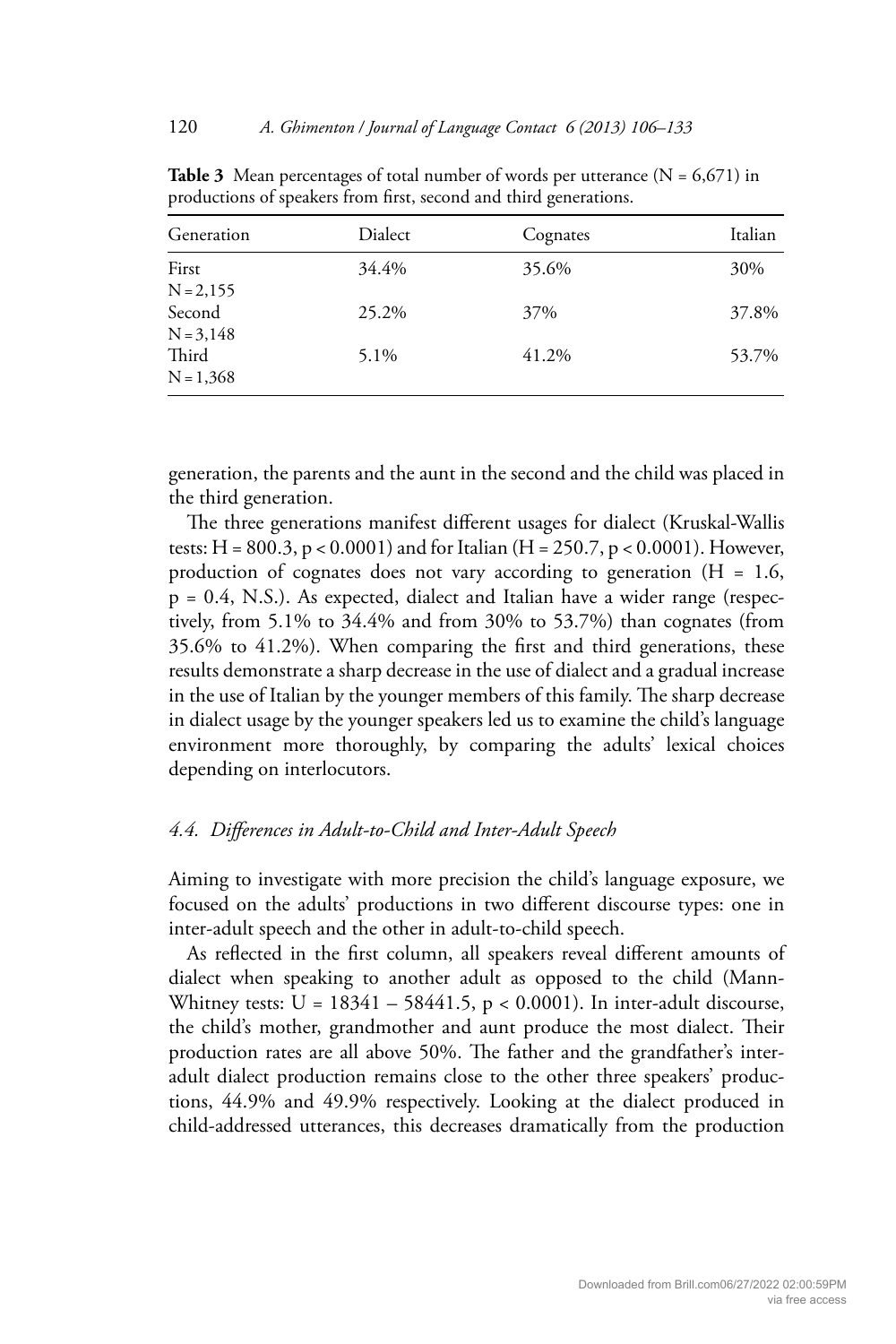**Table 3** Mean percentages of total number of words per utterance ($N = 6{,}671$) in productions of speakers from first, second and third generations.

| Generation | Dialect | Cognates | Italian |
|---|---|---|---|
| First $N = 2{,}155$ | 34.4% | 35.6% | 30% |
| Second $N = 3{,}148$ | 25.2% | 37% | 37.8% |
| Third $N = 1{,}368$ | 5.1% | 41.2% | 53.7% |

generation, the parents and the aunt in the second and the child was placed in the third generation.

The three generations manifest different usages for dialect (Kruskal-Wallis tests: $H = 800.3$, $p < 0.0001$) and for Italian ($H = 250.7$, $p < 0.0001$). However, production of cognates does not vary according to generation ($H = 1.6$, $p = 0.4$, N.S.). As expected, dialect and Italian have a wider range (respectively, from 5.1% to 34.4% and from 30% to 53.7%) than cognates (from 35.6% to 41.2%). When comparing the first and third generations, these results demonstrate a sharp decrease in the use of dialect and a gradual increase in the use of Italian by the younger members of this family. The sharp decrease in dialect usage by the younger speakers led us to examine the child's language environment more thoroughly, by comparing the adults' lexical choices depending on interlocutors.

### *4.4. Differences in Adult-to-Child and Inter-Adult Speech*

Aiming to investigate with more precision the child's language exposure, we focused on the adults' productions in two different discourse types: one in inter-adult speech and the other in adult-to-child speech.

As reflected in the first column, all speakers reveal different amounts of dialect when speaking to another adult as opposed to the child (Mann-Whitney tests: $U = 18341 – 58441.5$, $p < 0.0001$). In inter-adult discourse, the child's mother, grandmother and aunt produce the most dialect. Their production rates are all above 50%. The father and the grandfather's inter-adult dialect production remains close to the other three speakers' productions, 44.9% and 49.9% respectively. Looking at the dialect produced in child-addressed utterances, this decreases dramatically from the production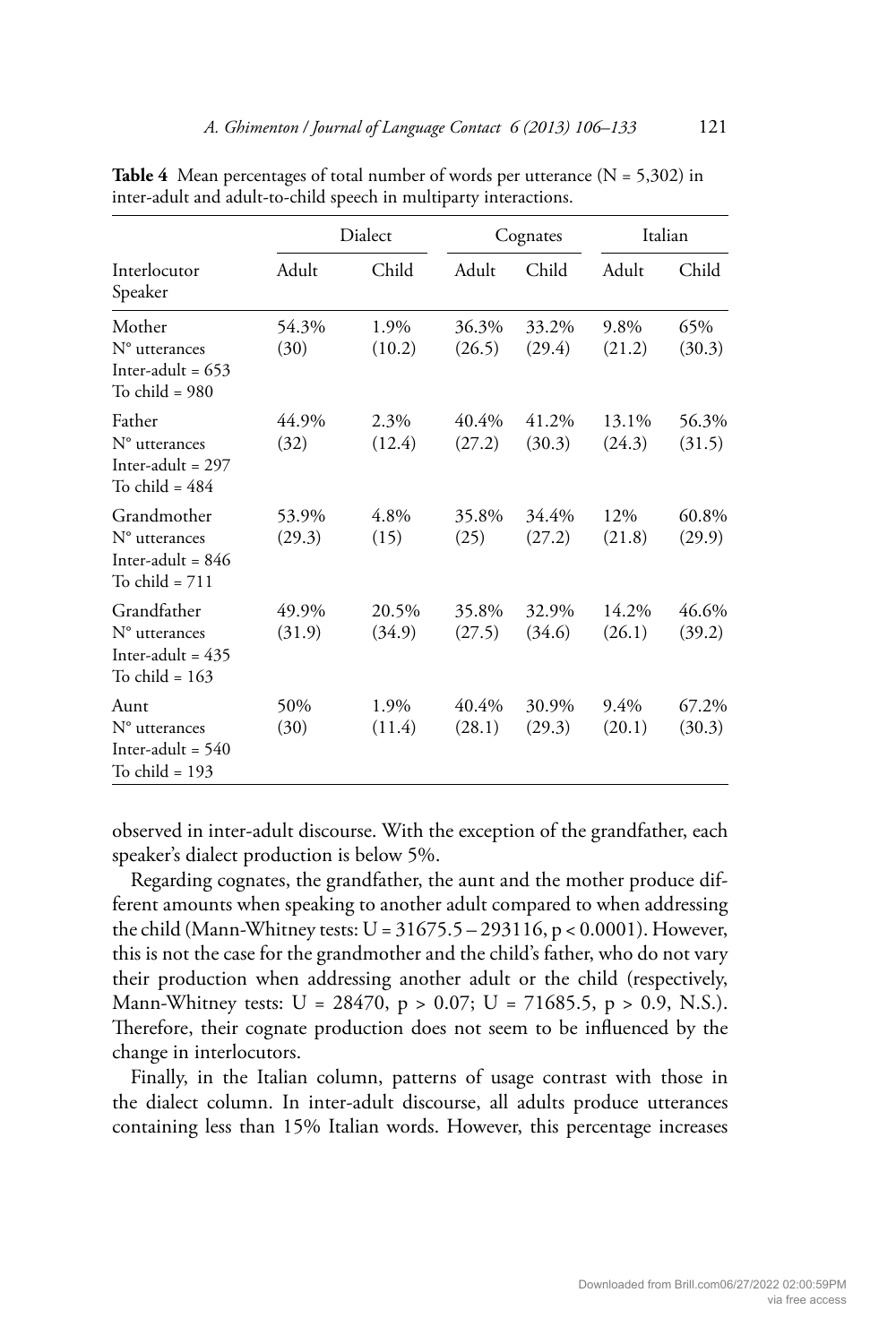**Table 4** Mean percentages of total number of words per utterance (N = 5,302) in inter-adult and adult-to-child speech in multiparty interactions.

| Interlocutor / Speaker | Dialect | | Cognates | | Italian | |
|---|---|---|---|---|---|---|
| | Adult | Child | Adult | Child | Adult | Child |
| Mother<br>N° utterances<br>Inter-adult = 653<br>To child = 980 | 54.3%<br>(30) | 1.9%<br>(10.2) | 36.3%<br>(26.5) | 33.2%<br>(29.4) | 9.8%<br>(21.2) | 65%<br>(30.3) |
| Father<br>N° utterances<br>Inter-adult = 297<br>To child = 484 | 44.9%<br>(32) | 2.3%<br>(12.4) | 40.4%<br>(27.2) | 41.2%<br>(30.3) | 13.1%<br>(24.3) | 56.3%<br>(31.5) |
| Grandmother<br>N° utterances<br>Inter-adult = 846<br>To child = 711 | 53.9%<br>(29.3) | 4.8%<br>(15) | 35.8%<br>(25) | 34.4%<br>(27.2) | 12%<br>(21.8) | 60.8%<br>(29.9) |
| Grandfather<br>N° utterances<br>Inter-adult = 435<br>To child = 163 | 49.9%<br>(31.9) | 20.5%<br>(34.9) | 35.8%<br>(27.5) | 32.9%<br>(34.6) | 14.2%<br>(26.1) | 46.6%<br>(39.2) |
| Aunt<br>N° utterances<br>Inter-adult = 540<br>To child = 193 | 50%<br>(30) | 1.9%<br>(11.4) | 40.4%<br>(28.1) | 30.9%<br>(29.3) | 9.4%<br>(20.1) | 67.2%<br>(30.3) |

observed in inter-adult discourse. With the exception of the grandfather, each speaker's dialect production is below 5%.

Regarding cognates, the grandfather, the aunt and the mother produce different amounts when speaking to another adult compared to when addressing the child (Mann-Whitney tests: $U = 31675.5 – 293116$, $p < 0.0001$). However, this is not the case for the grandmother and the child's father, who do not vary their production when addressing another adult or the child (respectively, Mann-Whitney tests: $U = 28470$, $p > 0.07$; $U = 71685.5$, $p > 0.9$, N.S.). Therefore, their cognate production does not seem to be influenced by the change in interlocutors.

Finally, in the Italian column, patterns of usage contrast with those in the dialect column. In inter-adult discourse, all adults produce utterances containing less than 15% Italian words. However, this percentage increases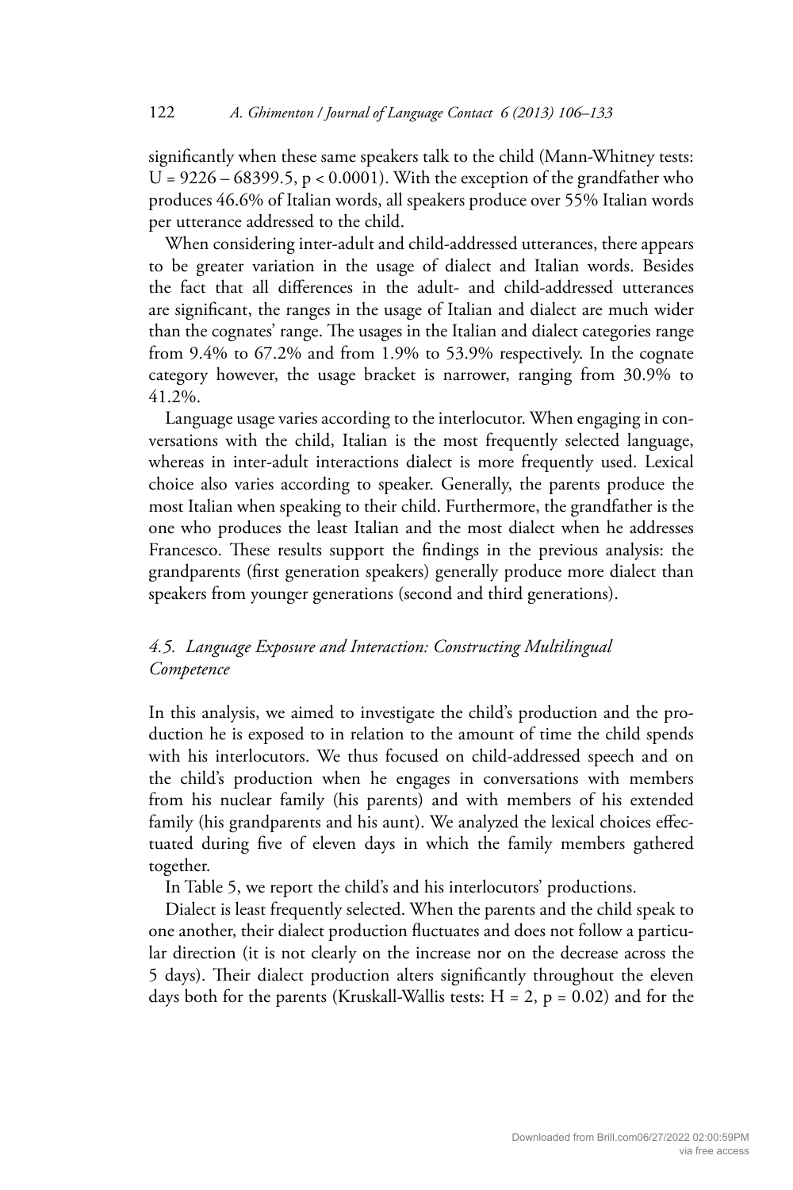significantly when these same speakers talk to the child (Mann-Whitney tests: $U = 9226 – 68399.5$, $p < 0.0001$). With the exception of the grandfather who produces 46.6% of Italian words, all speakers produce over 55% Italian words per utterance addressed to the child.

When considering inter-adult and child-addressed utterances, there appears to be greater variation in the usage of dialect and Italian words. Besides the fact that all differences in the adult- and child-addressed utterances are significant, the ranges in the usage of Italian and dialect are much wider than the cognates' range. The usages in the Italian and dialect categories range from 9.4% to 67.2% and from 1.9% to 53.9% respectively. In the cognate category however, the usage bracket is narrower, ranging from 30.9% to 41.2%.

Language usage varies according to the interlocutor. When engaging in conversations with the child, Italian is the most frequently selected language, whereas in inter-adult interactions dialect is more frequently used. Lexical choice also varies according to speaker. Generally, the parents produce the most Italian when speaking to their child. Furthermore, the grandfather is the one who produces the least Italian and the most dialect when he addresses Francesco. These results support the findings in the previous analysis: the grandparents (first generation speakers) generally produce more dialect than speakers from younger generations (second and third generations).

### *4.5. Language Exposure and Interaction: Constructing Multilingual Competence*

In this analysis, we aimed to investigate the child's production and the production he is exposed to in relation to the amount of time the child spends with his interlocutors. We thus focused on child-addressed speech and on the child's production when he engages in conversations with members from his nuclear family (his parents) and with members of his extended family (his grandparents and his aunt). We analyzed the lexical choices effectuated during five of eleven days in which the family members gathered together.

In Table 5, we report the child's and his interlocutors' productions.

Dialect is least frequently selected. When the parents and the child speak to one another, their dialect production fluctuates and does not follow a particular direction (it is not clearly on the increase nor on the decrease across the 5 days). Their dialect production alters significantly throughout the eleven days both for the parents (Kruskall-Wallis tests: $H = 2$, $p = 0.02$) and for the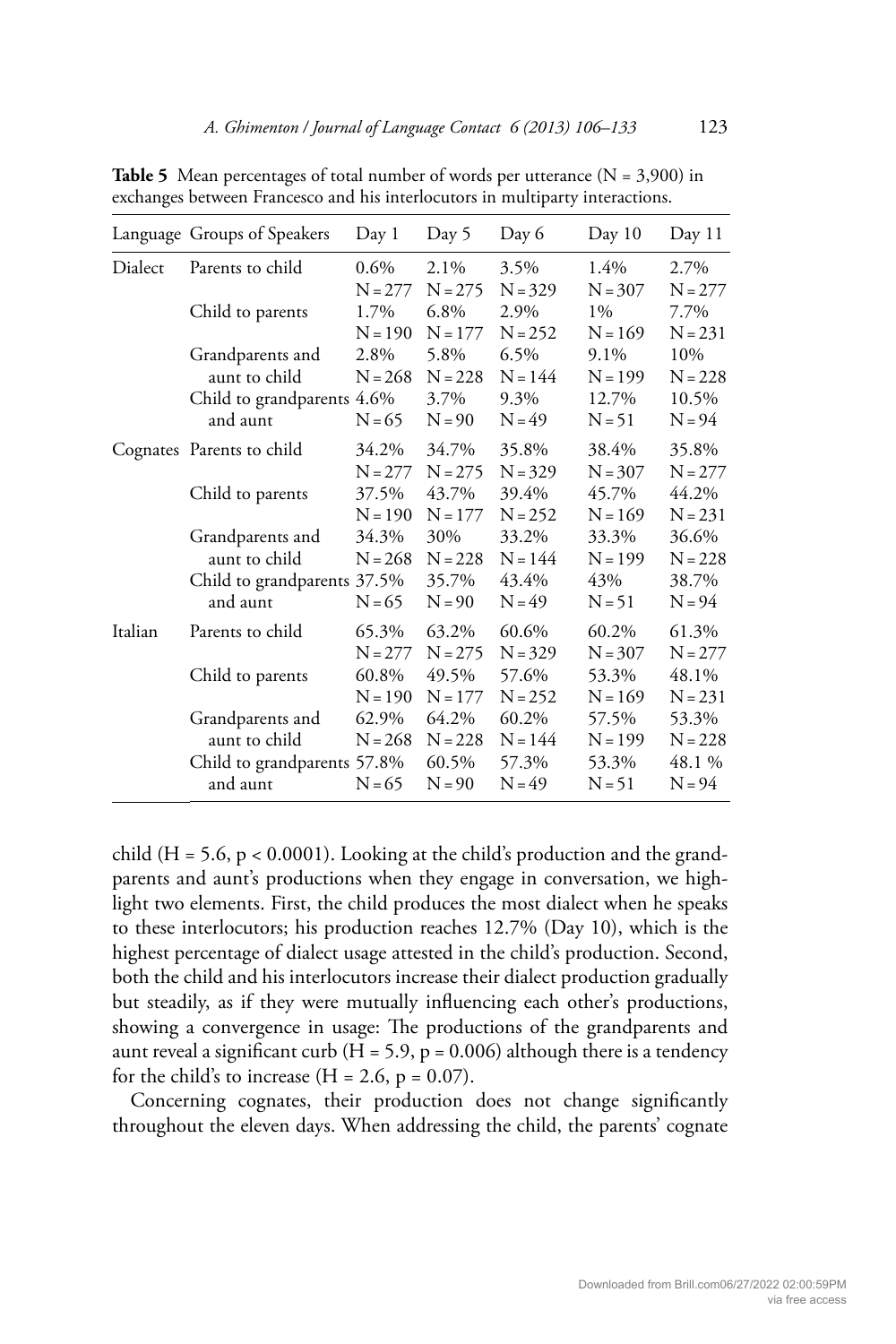**Table 5** Mean percentages of total number of words per utterance (N = 3,900) in exchanges between Francesco and his interlocutors in multiparty interactions.

| Language | Groups of Speakers | Day 1 | Day 5 | Day 6 | Day 10 | Day 11 |
|---|---|---|---|---|---|---|
| Dialect | Parents to child | 0.6% N = 277 | 2.1% N = 275 | 3.5% N = 329 | 1.4% N = 307 | 2.7% N = 277 |
| | Child to parents | 1.7% N = 190 | 6.8% N = 177 | 2.9% N = 252 | 1% N = 169 | 7.7% N = 231 |
| | Grandparents and aunt to child | 2.8% N = 268 | 5.8% N = 228 | 6.5% N = 144 | 9.1% N = 199 | 10% N = 228 |
| | Child to grandparents and aunt | 4.6% N = 65 | 3.7% N = 90 | 9.3% N = 49 | 12.7% N = 51 | 10.5% N = 94 |
| Cognates | Parents to child | 34.2% N = 277 | 34.7% N = 275 | 35.8% N = 329 | 38.4% N = 307 | 35.8% N = 277 |
| | Child to parents | 37.5% N = 190 | 43.7% N = 177 | 39.4% N = 252 | 45.7% N = 169 | 44.2% N = 231 |
| | Grandparents and aunt to child | 34.3% N = 268 | 30% N = 228 | 33.2% N = 144 | 33.3% N = 199 | 36.6% N = 228 |
| | Child to grandparents and aunt | 37.5% N = 65 | 35.7% N = 90 | 43.4% N = 49 | 43% N = 51 | 38.7% N = 94 |
| Italian | Parents to child | 65.3% N = 277 | 63.2% N = 275 | 60.6% N = 329 | 60.2% N = 307 | 61.3% N = 277 |
| | Child to parents | 60.8% N = 190 | 49.5% N = 177 | 57.6% N = 252 | 53.3% N = 169 | 48.1% N = 231 |
| | Grandparents and aunt to child | 62.9% N = 268 | 64.2% N = 228 | 60.2% N = 144 | 57.5% N = 199 | 53.3% N = 228 |
| | Child to grandparents and aunt | 57.8% N = 65 | 60.5% N = 90 | 57.3% N = 49 | 53.3% N = 51 | 48.1 % N = 94 |

child ($H = 5.6$, $p < 0.0001$). Looking at the child's production and the grandparents and aunt's productions when they engage in conversation, we highlight two elements. First, the child produces the most dialect when he speaks to these interlocutors; his production reaches 12.7% (Day 10), which is the highest percentage of dialect usage attested in the child's production. Second, both the child and his interlocutors increase their dialect production gradually but steadily, as if they were mutually influencing each other's productions, showing a convergence in usage: The productions of the grandparents and aunt reveal a significant curb ($H = 5.9$, $p = 0.006$) although there is a tendency for the child's to increase ($H = 2.6$, $p = 0.07$).

Concerning cognates, their production does not change significantly throughout the eleven days. When addressing the child, the parents' cognate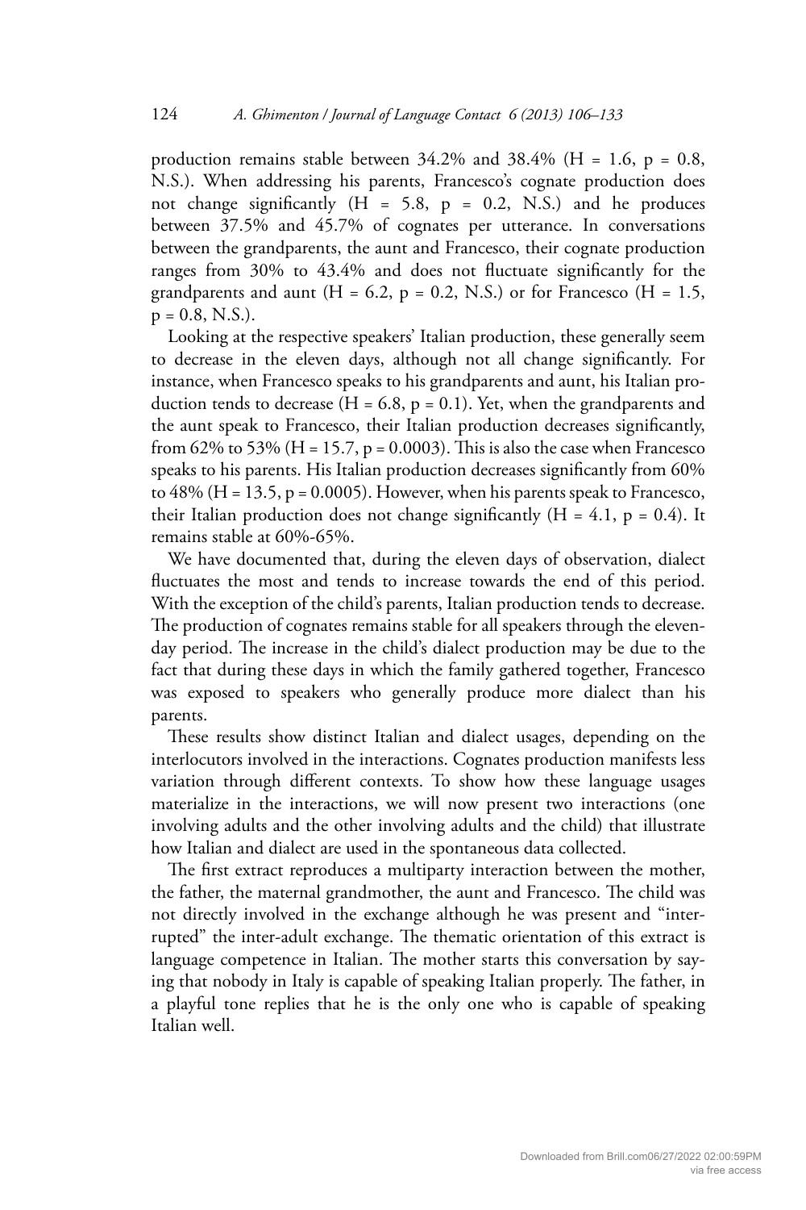production remains stable between 34.2% and 38.4% ($H = 1.6$, $p = 0.8$, N.S.). When addressing his parents, Francesco's cognate production does not change significantly ($H = 5.8$, $p = 0.2$, N.S.) and he produces between 37.5% and 45.7% of cognates per utterance. In conversations between the grandparents, the aunt and Francesco, their cognate production ranges from 30% to 43.4% and does not fluctuate significantly for the grandparents and aunt ($H = 6.2$, $p = 0.2$, N.S.) or for Francesco ($H = 1.5$, $p = 0.8$, N.S.).

Looking at the respective speakers' Italian production, these generally seem to decrease in the eleven days, although not all change significantly. For instance, when Francesco speaks to his grandparents and aunt, his Italian production tends to decrease ($H = 6.8$, $p = 0.1$). Yet, when the grandparents and the aunt speak to Francesco, their Italian production decreases significantly, from 62% to 53% ($H = 15.7$, $p = 0.0003$). This is also the case when Francesco speaks to his parents. His Italian production decreases significantly from 60% to 48% ($H = 13.5$, $p = 0.0005$). However, when his parents speak to Francesco, their Italian production does not change significantly ($H = 4.1$, $p = 0.4$). It remains stable at 60%-65%.

We have documented that, during the eleven days of observation, dialect fluctuates the most and tends to increase towards the end of this period. With the exception of the child's parents, Italian production tends to decrease. The production of cognates remains stable for all speakers through the eleven-day period. The increase in the child's dialect production may be due to the fact that during these days in which the family gathered together, Francesco was exposed to speakers who generally produce more dialect than his parents.

These results show distinct Italian and dialect usages, depending on the interlocutors involved in the interactions. Cognates production manifests less variation through different contexts. To show how these language usages materialize in the interactions, we will now present two interactions (one involving adults and the other involving adults and the child) that illustrate how Italian and dialect are used in the spontaneous data collected.

The first extract reproduces a multiparty interaction between the mother, the father, the maternal grandmother, the aunt and Francesco. The child was not directly involved in the exchange although he was present and "interrupted" the inter-adult exchange. The thematic orientation of this extract is language competence in Italian. The mother starts this conversation by saying that nobody in Italy is capable of speaking Italian properly. The father, in a playful tone replies that he is the only one who is capable of speaking Italian well.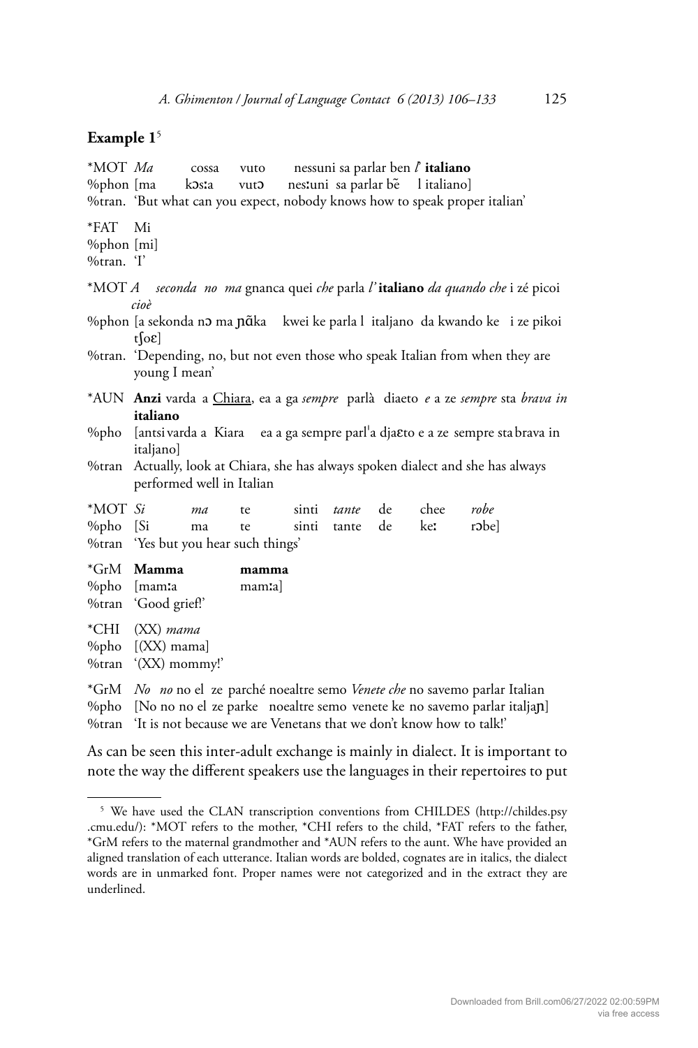## Example 1[5]

*MOT *Ma* cossa vuto nessuni sa parlar ben *l'* **italiano**
%phon [ma kɔsːa vutɔ nesːuni sa parlar bẽ l italiano]
%tran. 'But what can you expect, nobody knows how to speak proper italian'

*FAT Mi
%phon [mi]
%tran. 'I'

*MOT *A seconda no ma* gnanca quei *che* parla *l'* **italiano** *da quando che* i zé picoi *cioè*
%phon [a sekonda nɔ ma ɲɑ̃ka kwei ke parla l italjano da kwando ke i ze pikoi tʃoɛ]
%tran. 'Depending, no, but not even those who speak Italian from when they are young I mean'

*AUN **Anzi** varda a <u>Chiara</u>, ea a ga *sempre* parlà diaeto *e* a ze *sempre* sta *brava in* **italiano**
%pho [antsi varda a Kiara ea a ga sempre parlˈa djaɛto e a ze sempre sta brava in italjano]
%tran Actually, look at Chiara, she has always spoken dialect and she has always performed well in Italian

*MOT *Si ma* te sinti *tante* de chee *robe*
%pho [Si ma te sinti tante de keː rɔbe]
%tran 'Yes but you hear such things'

*GrM **Mamma mamma**
%pho [mamːa mamːa]
%tran 'Good grief!'

*CHI (XX) *mama*
%pho [(XX) mama]
%tran '(XX) mommy!'

*GrM *No no* no el ze parché noealtre semo *Venete che* no savemo parlar Italian
%pho [No no no el ze parke noealtre semo venete ke no savemo parlar italjaɲ]
%tran 'It is not because we are Venetans that we don't know how to talk!'

As can be seen this inter-adult exchange is mainly in dialect. It is important to note the way the different speakers use the languages in their repertoires to put

[5] We have used the CLAN transcription conventions from CHILDES (http://childes.psy.cmu.edu/): *MOT refers to the mother, *CHI refers to the child, *FAT refers to the father, *GrM refers to the maternal grandmother and *AUN refers to the aunt. Whe have provided an aligned translation of each utterance. Italian words are bolded, cognates are in italics, the dialect words are in unmarked font. Proper names were not categorized and in the extract they are underlined.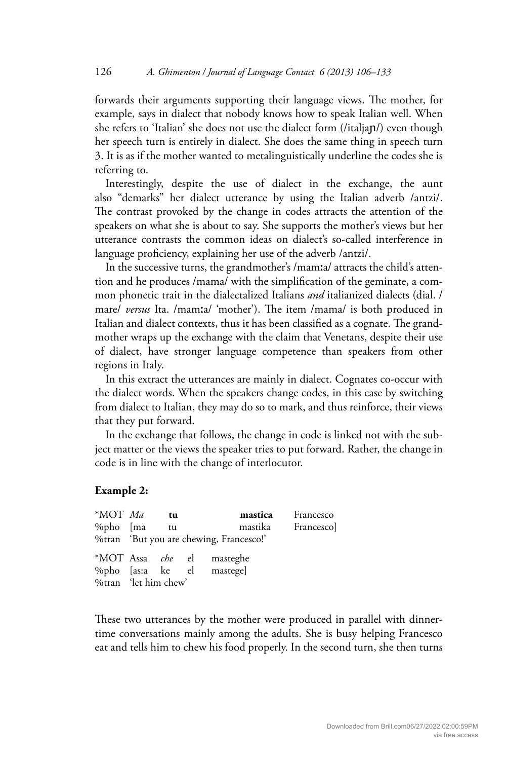forwards their arguments supporting their language views. The mother, for example, says in dialect that nobody knows how to speak Italian well. When she refers to 'Italian' she does not use the dialect form (/italjaɲ/) even though her speech turn is entirely in dialect. She does the same thing in speech turn 3. It is as if the mother wanted to metalinguistically underline the codes she is referring to.

Interestingly, despite the use of dialect in the exchange, the aunt also "demarks" her dialect utterance by using the Italian adverb /antzi/. The contrast provoked by the change in codes attracts the attention of the speakers on what she is about to say. She supports the mother's views but her utterance contrasts the common ideas on dialect's so-called interference in language proficiency, explaining her use of the adverb /antzi/.

In the successive turns, the grandmother's /mamːa/ attracts the child's attention and he produces /mama/ with the simplification of the geminate, a common phonetic trait in the dialectalized Italians *and* italianized dialects (dial. /mare/ *versus* Ita. /mamːa/ 'mother'). The item /mama/ is both produced in Italian and dialect contexts, thus it has been classified as a cognate. The grandmother wraps up the exchange with the claim that Venetans, despite their use of dialect, have stronger language competence than speakers from other regions in Italy.

In this extract the utterances are mainly in dialect. Cognates co-occur with the dialect words. When the speakers change codes, in this case by switching from dialect to Italian, they may do so to mark, and thus reinforce, their views that they put forward.

In the exchange that follows, the change in code is linked not with the subject matter or the views the speaker tries to put forward. Rather, the change in code is in line with the change of interlocutor.

**Example 2:**

```
*MOT  Ma     tu      mastica    Francesco
%pho  [ma    tu      mastika    Francesco]
%tran 'But you are chewing, Francesco!'

*MOT  Assa   che   el   masteghe
%pho  [as:a  ke    el   mastege]
%tran 'let him chew'
```

These two utterances by the mother were produced in parallel with dinner-time conversations mainly among the adults. She is busy helping Francesco eat and tells him to chew his food properly. In the second turn, she then turns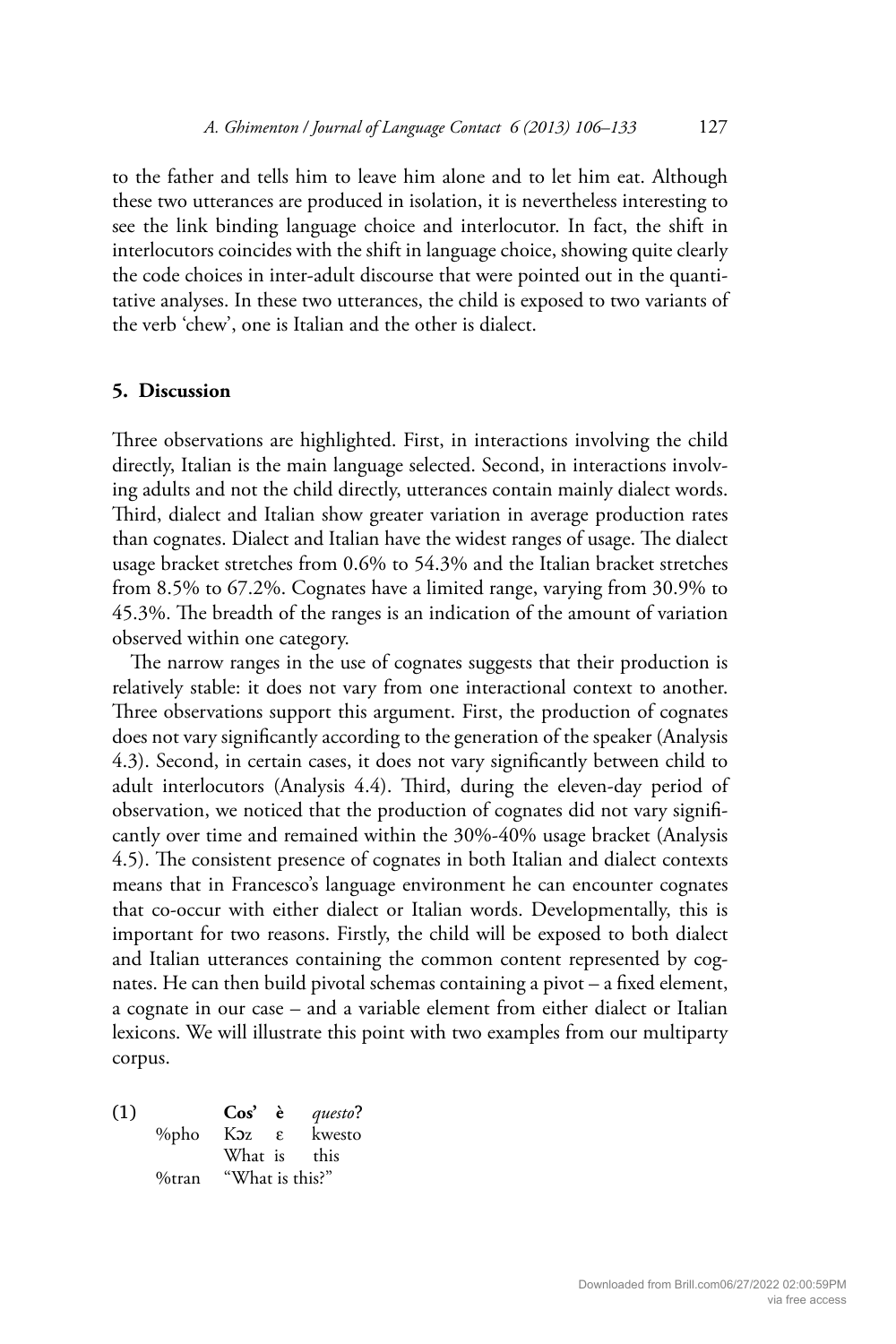to the father and tells him to leave him alone and to let him eat. Although these two utterances are produced in isolation, it is nevertheless interesting to see the link binding language choice and interlocutor. In fact, the shift in interlocutors coincides with the shift in language choice, showing quite clearly the code choices in inter-adult discourse that were pointed out in the quantitative analyses. In these two utterances, the child is exposed to two variants of the verb 'chew', one is Italian and the other is dialect.

## 5. Discussion

Three observations are highlighted. First, in interactions involving the child directly, Italian is the main language selected. Second, in interactions involving adults and not the child directly, utterances contain mainly dialect words. Third, dialect and Italian show greater variation in average production rates than cognates. Dialect and Italian have the widest ranges of usage. The dialect usage bracket stretches from 0.6% to 54.3% and the Italian bracket stretches from 8.5% to 67.2%. Cognates have a limited range, varying from 30.9% to 45.3%. The breadth of the ranges is an indication of the amount of variation observed within one category.

The narrow ranges in the use of cognates suggests that their production is relatively stable: it does not vary from one interactional context to another. Three observations support this argument. First, the production of cognates does not vary significantly according to the generation of the speaker (Analysis 4.3). Second, in certain cases, it does not vary significantly between child to adult interlocutors (Analysis 4.4). Third, during the eleven-day period of observation, we noticed that the production of cognates did not vary significantly over time and remained within the 30%-40% usage bracket (Analysis 4.5). The consistent presence of cognates in both Italian and dialect contexts means that in Francesco's language environment he can encounter cognates that co-occur with either dialect or Italian words. Developmentally, this is important for two reasons. Firstly, the child will be exposed to both dialect and Italian utterances containing the common content represented by cognates. He can then build pivotal schemas containing a pivot – a fixed element, a cognate in our case – and a variable element from either dialect or Italian lexicons. We will illustrate this point with two examples from our multiparty corpus.

(1)

| | **Cos'** | **è** | *questo*? |
|---|---|---|---|
| %pho | Kɔz | ɛ | kwesto |
| | What | is | this |
| %tran | "What is this?" | | |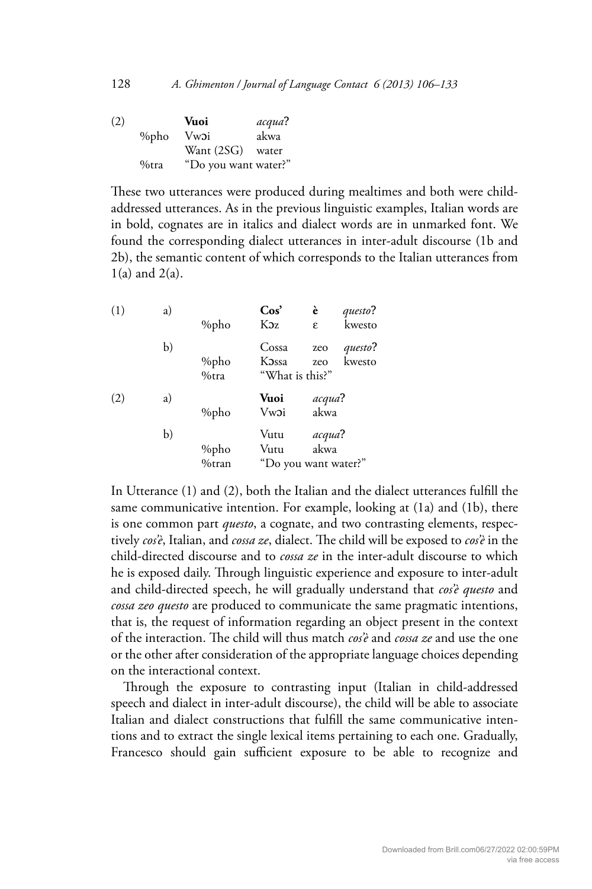(2)

| | **Vuoi** | *acqua*? |
|---|---|---|
| %pho | Vwɔi | akwa |
| | Want (2SG) | water |
| %tra | "Do you want water?" | |

These two utterances were produced during mealtimes and both were child-addressed utterances. As in the previous linguistic examples, Italian words are in bold, cognates are in italics and dialect words are in unmarked font. We found the corresponding dialect utterances in inter-adult discourse (1b and 2b), the semantic content of which corresponds to the Italian utterances from 1(a) and 2(a).

| | | | | | |
|---|---|---|---|---|---|
| (1) | a) | | **Cos'** | **è** | *questo*? |
| | | %pho | Kɔz | ɛ | kwesto |
| | b) | | Cossa | zeo | *questo*? |
| | | %pho | Kɔssa | zeo | kwesto |
| | | %tra | "What is this?" | | |
| (2) | a) | | **Vuoi** | *acqua*? | |
| | | %pho | Vwɔi | akwa | |
| | b) | | Vutu | *acqua*? | |
| | | %pho | Vutu | akwa | |
| | | %tran | "Do you want water?" | | |

In Utterance (1) and (2), both the Italian and the dialect utterances fulfill the same communicative intention. For example, looking at (1a) and (1b), there is one common part *questo*, a cognate, and two contrasting elements, respectively *cos'è*, Italian, and *cossa ze*, dialect. The child will be exposed to *cos'è* in the child-directed discourse and to *cossa ze* in the inter-adult discourse to which he is exposed daily. Through linguistic experience and exposure to inter-adult and child-directed speech, he will gradually understand that *cos'è questo* and *cossa zeo questo* are produced to communicate the same pragmatic intentions, that is, the request of information regarding an object present in the context of the interaction. The child will thus match *cos'è* and *cossa ze* and use the one or the other after consideration of the appropriate language choices depending on the interactional context.

Through the exposure to contrasting input (Italian in child-addressed speech and dialect in inter-adult discourse), the child will be able to associate Italian and dialect constructions that fulfill the same communicative intentions and to extract the single lexical items pertaining to each one. Gradually, Francesco should gain sufficient exposure to be able to recognize and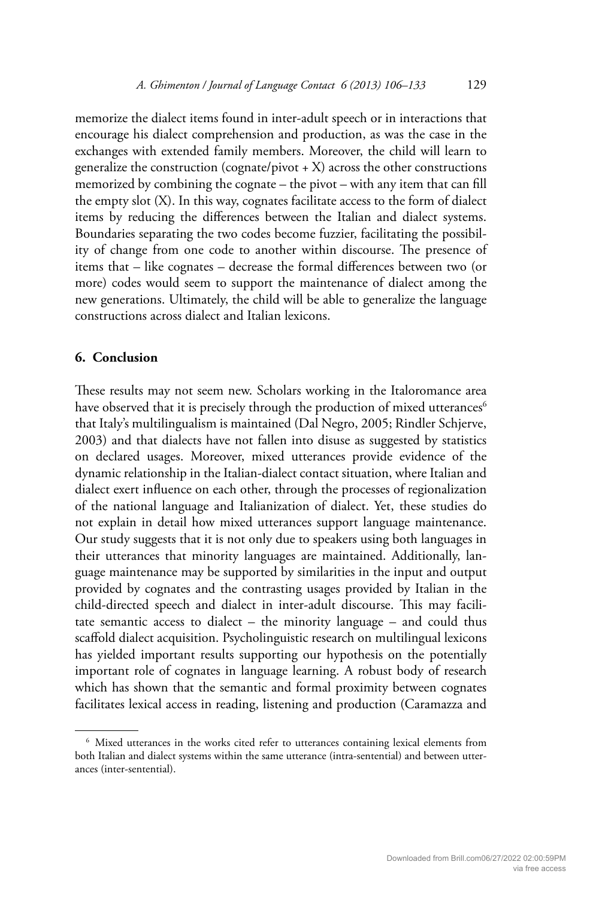memorize the dialect items found in inter-adult speech or in interactions that encourage his dialect comprehension and production, as was the case in the exchanges with extended family members. Moreover, the child will learn to generalize the construction (cognate/pivot + X) across the other constructions memorized by combining the cognate – the pivot – with any item that can fill the empty slot (X). In this way, cognates facilitate access to the form of dialect items by reducing the differences between the Italian and dialect systems. Boundaries separating the two codes become fuzzier, facilitating the possibility of change from one code to another within discourse. The presence of items that – like cognates – decrease the formal differences between two (or more) codes would seem to support the maintenance of dialect among the new generations. Ultimately, the child will be able to generalize the language constructions across dialect and Italian lexicons.

## 6. Conclusion

These results may not seem new. Scholars working in the Italoromance area have observed that it is precisely through the production of mixed utterances[6] that Italy's multilingualism is maintained (Dal Negro, 2005; Rindler Schjerve, 2003) and that dialects have not fallen into disuse as suggested by statistics on declared usages. Moreover, mixed utterances provide evidence of the dynamic relationship in the Italian-dialect contact situation, where Italian and dialect exert influence on each other, through the processes of regionalization of the national language and Italianization of dialect. Yet, these studies do not explain in detail how mixed utterances support language maintenance. Our study suggests that it is not only due to speakers using both languages in their utterances that minority languages are maintained. Additionally, language maintenance may be supported by similarities in the input and output provided by cognates and the contrasting usages provided by Italian in the child-directed speech and dialect in inter-adult discourse. This may facilitate semantic access to dialect – the minority language – and could thus scaffold dialect acquisition. Psycholinguistic research on multilingual lexicons has yielded important results supporting our hypothesis on the potentially important role of cognates in language learning. A robust body of research which has shown that the semantic and formal proximity between cognates facilitates lexical access in reading, listening and production (Caramazza and

[6] Mixed utterances in the works cited refer to utterances containing lexical elements from both Italian and dialect systems within the same utterance (intra-sentential) and between utterances (inter-sentential).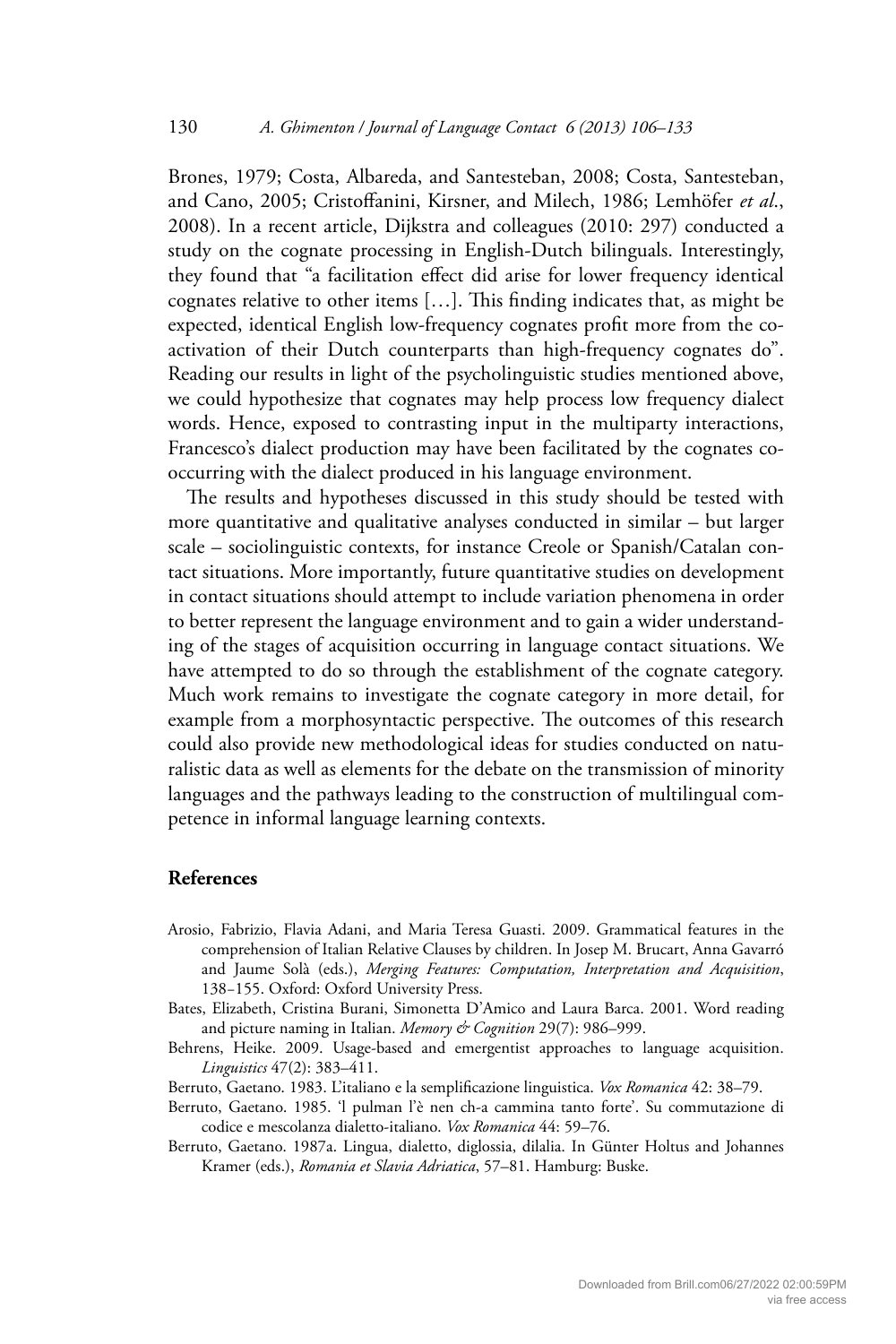Brones, 1979; Costa, Albareda, and Santesteban, 2008; Costa, Santesteban, and Cano, 2005; Cristoffanini, Kirsner, and Milech, 1986; Lemhöfer *et al*., 2008). In a recent article, Dijkstra and colleagues (2010: 297) conducted a study on the cognate processing in English-Dutch bilinguals. Interestingly, they found that "a facilitation effect did arise for lower frequency identical cognates relative to other items […]. This finding indicates that, as might be expected, identical English low-frequency cognates profit more from the co-activation of their Dutch counterparts than high-frequency cognates do". Reading our results in light of the psycholinguistic studies mentioned above, we could hypothesize that cognates may help process low frequency dialect words. Hence, exposed to contrasting input in the multiparty interactions, Francesco's dialect production may have been facilitated by the cognates co-occurring with the dialect produced in his language environment.

The results and hypotheses discussed in this study should be tested with more quantitative and qualitative analyses conducted in similar – but larger scale – sociolinguistic contexts, for instance Creole or Spanish/Catalan contact situations. More importantly, future quantitative studies on development in contact situations should attempt to include variation phenomena in order to better represent the language environment and to gain a wider understanding of the stages of acquisition occurring in language contact situations. We have attempted to do so through the establishment of the cognate category. Much work remains to investigate the cognate category in more detail, for example from a morphosyntactic perspective. The outcomes of this research could also provide new methodological ideas for studies conducted on naturalistic data as well as elements for the debate on the transmission of minority languages and the pathways leading to the construction of multilingual competence in informal language learning contexts.

## References

Arosio, Fabrizio, Flavia Adani, and Maria Teresa Guasti. 2009. Grammatical features in the comprehension of Italian Relative Clauses by children. In Josep M. Brucart, Anna Gavarró and Jaume Solà (eds.), *Merging Features: Computation, Interpretation and Acquisition*, 138–155. Oxford: Oxford University Press.

Bates, Elizabeth, Cristina Burani, Simonetta D'Amico and Laura Barca. 2001. Word reading and picture naming in Italian. *Memory & Cognition* 29(7): 986–999.

Behrens, Heike. 2009. Usage-based and emergentist approaches to language acquisition. *Linguistics* 47(2): 383–411.

Berruto, Gaetano. 1983. L'italiano e la semplificazione linguistica. *Vox Romanica* 42: 38–79.

Berruto, Gaetano. 1985. 'l pulman l'è nen ch-a cammina tanto forte'. Su commutazione di codice e mescolanza dialetto-italiano. *Vox Romanica* 44: 59–76.

Berruto, Gaetano. 1987a. Lingua, dialetto, diglossia, dilalia. In Günter Holtus and Johannes Kramer (eds.), *Romania et Slavia Adriatica*, 57–81. Hamburg: Buske.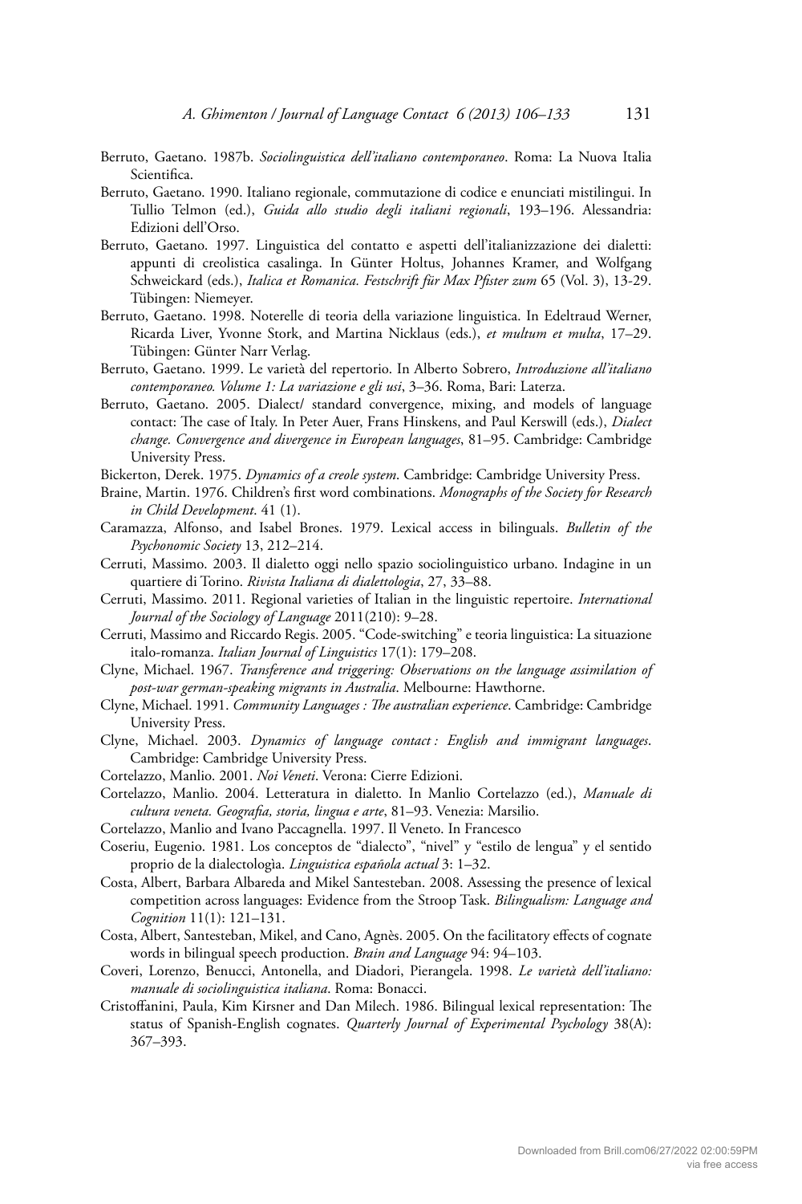Berruto, Gaetano. 1987b. *Sociolinguistica dell'italiano contemporaneo*. Roma: La Nuova Italia Scientifica.

Berruto, Gaetano. 1990. Italiano regionale, commutazione di codice e enunciati mistilingui. In Tullio Telmon (ed.), *Guida allo studio degli italiani regionali*, 193–196. Alessandria: Edizioni dell'Orso.

Berruto, Gaetano. 1997. Linguistica del contatto e aspetti dell'italianizzazione dei dialetti: appunti di creolistica casalinga. In Günter Holtus, Johannes Kramer, and Wolfgang Schweickard (eds.), *Italica et Romanica. Festschrift für Max Pfister zum* 65 (Vol. 3), 13-29. Tübingen: Niemeyer.

Berruto, Gaetano. 1998. Noterelle di teoria della variazione linguistica. In Edeltraud Werner, Ricarda Liver, Yvonne Stork, and Martina Nicklaus (eds.), *et multum et multa*, 17–29. Tübingen: Günter Narr Verlag.

Berruto, Gaetano. 1999. Le varietà del repertorio. In Alberto Sobrero, *Introduzione all'italiano contemporaneo. Volume 1: La variazione e gli usi*, 3–36. Roma, Bari: Laterza.

Berruto, Gaetano. 2005. Dialect/ standard convergence, mixing, and models of language contact: The case of Italy. In Peter Auer, Frans Hinskens, and Paul Kerswill (eds.), *Dialect change. Convergence and divergence in European languages*, 81–95. Cambridge: Cambridge University Press.

Bickerton, Derek. 1975. *Dynamics of a creole system*. Cambridge: Cambridge University Press.

Braine, Martin. 1976. Children's first word combinations. *Monographs of the Society for Research in Child Development*. 41 (1).

Caramazza, Alfonso, and Isabel Brones. 1979. Lexical access in bilinguals. *Bulletin of the Psychonomic Society* 13, 212–214.

Cerruti, Massimo. 2003. Il dialetto oggi nello spazio sociolinguistico urbano. Indagine in un quartiere di Torino. *Rivista Italiana di dialettologia*, 27, 33–88.

Cerruti, Massimo. 2011. Regional varieties of Italian in the linguistic repertoire. *International Journal of the Sociology of Language* 2011(210): 9–28.

Cerruti, Massimo and Riccardo Regis. 2005. "Code-switching" e teoria linguistica: La situazione italo-romanza. *Italian Journal of Linguistics* 17(1): 179–208.

Clyne, Michael. 1967. *Transference and triggering: Observations on the language assimilation of post-war german-speaking migrants in Australia*. Melbourne: Hawthorne.

Clyne, Michael. 1991. *Community Languages : The australian experience*. Cambridge: Cambridge University Press.

Clyne, Michael. 2003. *Dynamics of language contact : English and immigrant languages*. Cambridge: Cambridge University Press.

Cortelazzo, Manlio. 2001. *Noi Veneti*. Verona: Cierre Edizioni.

Cortelazzo, Manlio. 2004. Letteratura in dialetto. In Manlio Cortelazzo (ed.), *Manuale di cultura veneta. Geografia, storia, lingua e arte*, 81–93. Venezia: Marsilio.

Cortelazzo, Manlio and Ivano Paccagnella. 1997. Il Veneto. In Francesco

Coseriu, Eugenio. 1981. Los conceptos de "dialecto", "nivel" y "estilo de lengua" y el sentido proprio de la dialectologìa. *Linguistica española actual* 3: 1–32.

Costa, Albert, Barbara Albareda and Mikel Santesteban. 2008. Assessing the presence of lexical competition across languages: Evidence from the Stroop Task. *Bilingualism: Language and Cognition* 11(1): 121–131.

Costa, Albert, Santesteban, Mikel, and Cano, Agnès. 2005. On the facilitatory effects of cognate words in bilingual speech production. *Brain and Language* 94: 94–103.

Coveri, Lorenzo, Benucci, Antonella, and Diadori, Pierangela. 1998. *Le varietà dell'italiano: manuale di sociolinguistica italiana*. Roma: Bonacci.

Cristoffanini, Paula, Kim Kirsner and Dan Milech. 1986. Bilingual lexical representation: The status of Spanish-English cognates. *Quarterly Journal of Experimental Psychology* 38(A): 367–393.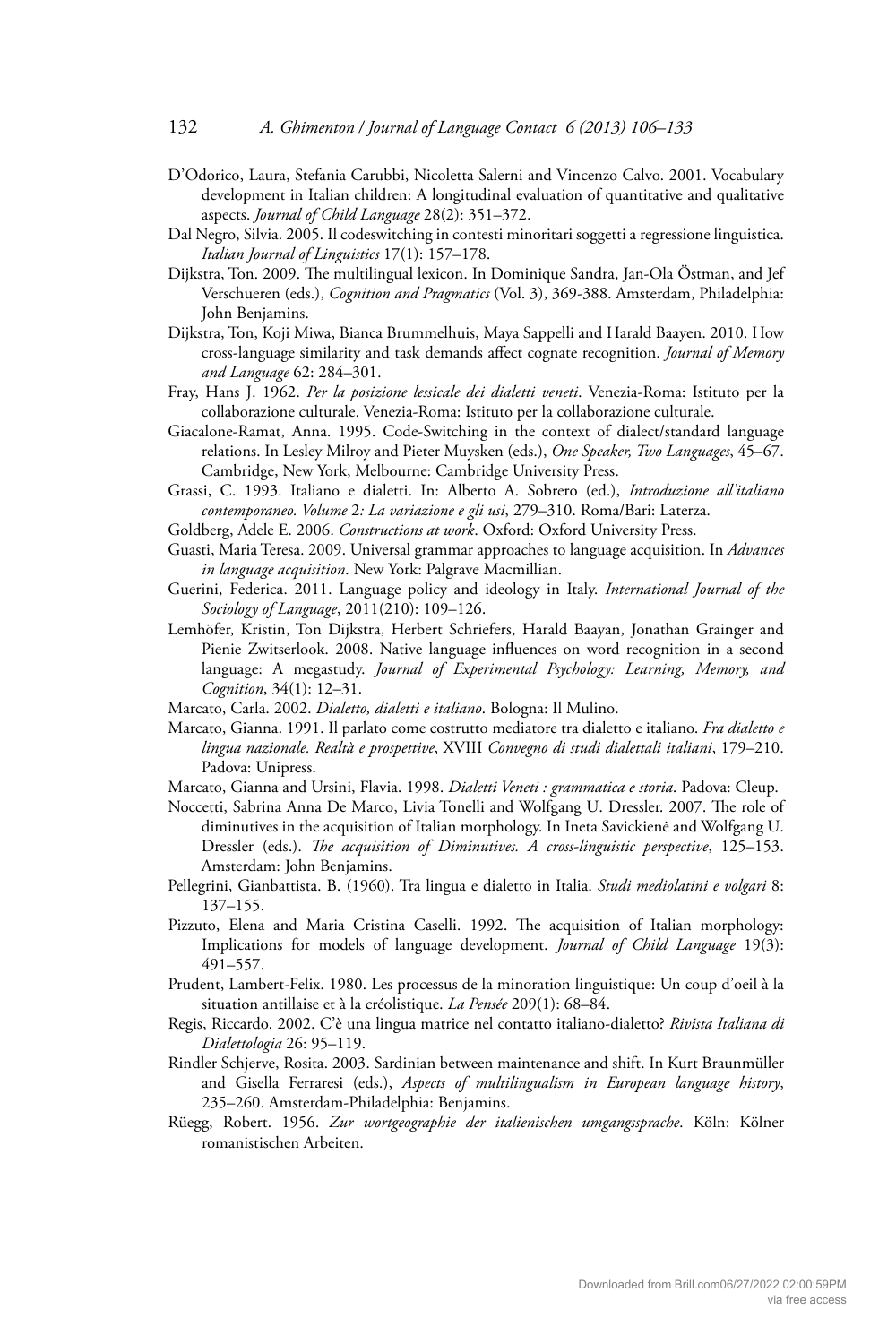D'Odorico, Laura, Stefania Carubbi, Nicoletta Salerni and Vincenzo Calvo. 2001. Vocabulary development in Italian children: A longitudinal evaluation of quantitative and qualitative aspects. *Journal of Child Language* 28(2): 351–372.

Dal Negro, Silvia. 2005. Il codeswitching in contesti minoritari soggetti a regressione linguistica. *Italian Journal of Linguistics* 17(1): 157–178.

Dijkstra, Ton. 2009. The multilingual lexicon. In Dominique Sandra, Jan-Ola Östman, and Jef Verschueren (eds.), *Cognition and Pragmatics* (Vol. 3), 369-388. Amsterdam, Philadelphia: John Benjamins.

Dijkstra, Ton, Koji Miwa, Bianca Brummelhuis, Maya Sappelli and Harald Baayen. 2010. How cross-language similarity and task demands affect cognate recognition. *Journal of Memory and Language* 62: 284–301.

Fray, Hans J. 1962. *Per la posizione lessicale dei dialetti veneti*. Venezia-Roma: Istituto per la collaborazione culturale. Venezia-Roma: Istituto per la collaborazione culturale.

Giacalone-Ramat, Anna. 1995. Code-Switching in the context of dialect/standard language relations. In Lesley Milroy and Pieter Muysken (eds.), *One Speaker, Two Languages*, 45–67. Cambridge, New York, Melbourne: Cambridge University Press.

Grassi, C. 1993. Italiano e dialetti. In: Alberto A. Sobrero (ed.), *Introduzione all'italiano contemporaneo. Volume 2: La variazione e gli usi*, 279–310. Roma/Bari: Laterza.

Goldberg, Adele E. 2006. *Constructions at work*. Oxford: Oxford University Press.

Guasti, Maria Teresa. 2009. Universal grammar approaches to language acquisition. In *Advances in language acquisition*. New York: Palgrave Macmillian.

Guerini, Federica. 2011. Language policy and ideology in Italy. *International Journal of the Sociology of Language*, 2011(210): 109–126.

Lemhöfer, Kristin, Ton Dijkstra, Herbert Schriefers, Harald Baayan, Jonathan Grainger and Pienie Zwitserlook. 2008. Native language influences on word recognition in a second language: A megastudy. *Journal of Experimental Psychology: Learning, Memory, and Cognition*, 34(1): 12–31.

Marcato, Carla. 2002. *Dialetto, dialetti e italiano*. Bologna: Il Mulino.

Marcato, Gianna. 1991. Il parlato come costrutto mediatore tra dialetto e italiano. *Fra dialetto e lingua nazionale. Realtà e prospettive*, XVIII *Convegno di studi dialettali italiani*, 179–210. Padova: Unipress.

Marcato, Gianna and Ursini, Flavia. 1998. *Dialetti Veneti : grammatica e storia*. Padova: Cleup.

Noccetti, Sabrina Anna De Marco, Livia Tonelli and Wolfgang U. Dressler. 2007. The role of diminutives in the acquisition of Italian morphology. In Ineta Savickienė and Wolfgang U. Dressler (eds.). *The acquisition of Diminutives. A cross-linguistic perspective*, 125–153. Amsterdam: John Benjamins.

Pellegrini, Gianbattista. B. (1960). Tra lingua e dialetto in Italia. *Studi mediolatini e volgari* 8: 137–155.

Pizzuto, Elena and Maria Cristina Caselli. 1992. The acquisition of Italian morphology: Implications for models of language development. *Journal of Child Language* 19(3): 491–557.

Prudent, Lambert-Felix. 1980. Les processus de la minoration linguistique: Un coup d'oeil à la situation antillaise et à la créolistique. *La Pensée* 209(1): 68–84.

Regis, Riccardo. 2002. C'è una lingua matrice nel contatto italiano-dialetto? *Rivista Italiana di Dialettologia* 26: 95–119.

Rindler Schjerve, Rosita. 2003. Sardinian between maintenance and shift. In Kurt Braunmüller and Gisella Ferraresi (eds.), *Aspects of multilingualism in European language history*, 235–260. Amsterdam-Philadelphia: Benjamins.

Rüegg, Robert. 1956. *Zur wortgeographie der italienischen umgangssprache*. Köln: Kölner romanistischen Arbeiten.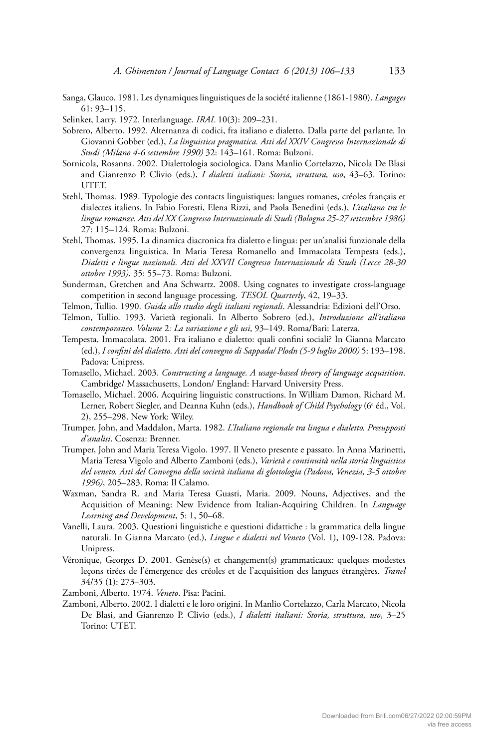Sanga, Glauco. 1981. Les dynamiques linguistiques de la société italienne (1861-1980). *Langages* 61: 93–115.

Selinker, Larry. 1972. Interlanguage. *IRAL* 10(3): 209–231.

Sobrero, Alberto. 1992. Alternanza di codici, fra italiano e dialetto. Dalla parte del parlante. In Giovanni Gobber (ed.), *La linguistica pragmatica. Atti del XXIV Congresso Internazionale di Studi (Milano 4-6 settembre 1990)* 32: 143–161. Roma: Bulzoni.

Sornicola, Rosanna. 2002. Dialettologia sociologica. Dans Manlio Cortelazzo, Nicola De Blasi and Gianrenzo P. Clivio (eds.), *I dialetti italiani: Storia, struttura, uso*, 43–63. Torino: UTET.

Stehl, Thomas. 1989. Typologie des contacts linguistiques: langues romanes, créoles français et dialectes italiens. In Fabio Foresti, Elena Rizzi, and Paola Benedini (eds.), *L'italiano tra le lingue romanze. Atti del XX Congresso Internazionale di Studi (Bologna 25-27 settembre 1986)* 27: 115–124. Roma: Bulzoni.

Stehl, Thomas. 1995. La dinamica diacronica fra dialetto e lingua: per un'analisi funzionale della convergenza linguistica. In Maria Teresa Romanello and Immacolata Tempesta (eds.), *Dialetti e lingue nazionali. Atti del XXVII Congresso Internazionale di Studi (Lecce 28-30 ottobre 1993)*, 35: 55–73. Roma: Bulzoni.

Sunderman, Gretchen and Ana Schwartz. 2008. Using cognates to investigate cross-language competition in second language processing. *TESOL Quarterly*, 42, 19–33.

Telmon, Tullio. 1990. *Guida allo studio degli italiani regionali*. Alessandria: Edizioni dell'Orso.

Telmon, Tullio. 1993. Varietà regionali. In Alberto Sobrero (ed.), *Introduzione all'italiano contemporaneo. Volume 2: La variazione e gli usi*, 93–149. Roma/Bari: Laterza.

Tempesta, Immacolata. 2001. Fra italiano e dialetto: quali confini sociali? In Gianna Marcato (ed.), *I confini del dialetto. Atti del convegno di Sappada/ Plodn (5-9 luglio 2000)* 5: 193–198. Padova: Unipress.

Tomasello, Michael. 2003. *Constructing a language. A usage-based theory of language acquisition*. Cambridge/ Massachusetts, London/ England: Harvard University Press.

Tomasello, Michael. 2006. Acquiring linguistic constructions. In William Damon, Richard M. Lerner, Robert Siegler, and Deanna Kuhn (eds.), *Handbook of Child Psychology* (6e éd., Vol. 2), 255–298. New York: Wiley.

Trumper, John, and Maddalon, Marta. 1982. *L'Italiano regionale tra lingua e dialetto. Presupposti d'analisi*. Cosenza: Brenner.

Trumper, John and Maria Teresa Vigolo. 1997. Il Veneto presente e passato. In Anna Marinetti, Maria Teresa Vigolo and Alberto Zamboni (eds.), *Varietà e continuità nella storia linguistica del veneto. Atti del Convegno della società italiana di glottologia (Padova, Venezia, 3-5 ottobre 1996)*, 205–283. Roma: Il Calamo.

Waxman, Sandra R. and Maria Teresa Guasti, Maria. 2009. Nouns, Adjectives, and the Acquisition of Meaning: New Evidence from Italian-Acquiring Children. In *Language Learning and Development*, 5: 1, 50–68.

Vanelli, Laura. 2003. Questioni linguistiche e questioni didattiche : la grammatica della lingue naturali. In Gianna Marcato (ed.), *Lingue e dialetti nel Veneto* (Vol. 1), 109-128. Padova: Unipress.

Véronique, Georges D. 2001. Genèse(s) et changement(s) grammaticaux: quelques modestes leçons tirées de l'émergence des créoles et de l'acquisition des langues étrangères. *Tranel* 34/35 (1): 273–303.

Zamboni, Alberto. 1974. *Veneto*. Pisa: Pacini.

Zamboni, Alberto. 2002. I dialetti e le loro origini. In Manlio Cortelazzo, Carla Marcato, Nicola De Blasi, and Gianrenzo P. Clivio (eds.), *I dialetti italiani: Storia, struttura, uso*, 3–25 Torino: UTET.